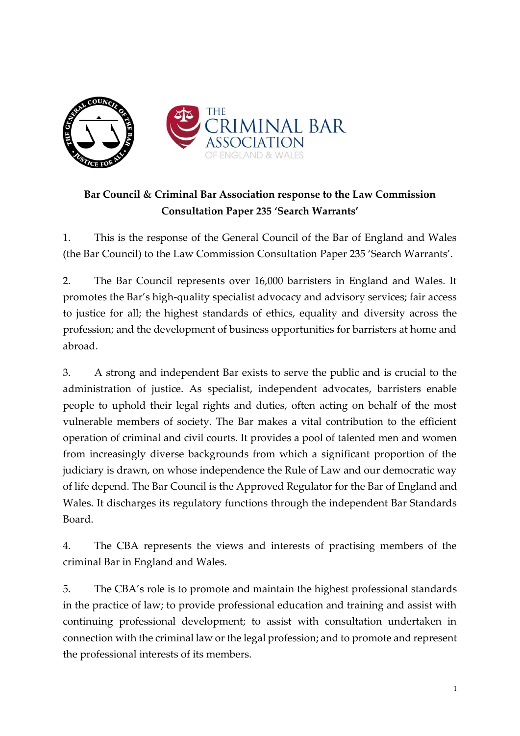**Bar Council & Criminal Bar Association response to the Law Commission Consultation Paper 235 'Search Warrants'**

1. This is the response of the General Council of the Bar of England and Wales (the Bar Council) to the Law Commission Consultation Paper 235 'Search Warrants'.

2. The Bar Council represents over 16,000 barristers in England and Wales. It promotes the Bar's high-quality specialist advocacy and advisory services; fair access to justice for all; the highest standards of ethics, equality and diversity across the profession; and the development of business opportunities for barristers at home and abroad.

3. A strong and independent Bar exists to serve the public and is crucial to the administration of justice. As specialist, independent advocates, barristers enable people to uphold their legal rights and duties, often acting on behalf of the most vulnerable members of society. The Bar makes a vital contribution to the efficient operation of criminal and civil courts. It provides a pool of talented men and women from increasingly diverse backgrounds from which a significant proportion of the judiciary is drawn, on whose independence the Rule of Law and our democratic way of life depend. The Bar Council is the Approved Regulator for the Bar of England and Wales. It discharges its regulatory functions through the independent Bar Standards Board.

4. The CBA represents the views and interests of practising members of the criminal Bar in England and Wales.

5. The CBA's role is to promote and maintain the highest professional standards in the practice of law; to provide professional education and training and assist with continuing professional development; to assist with consultation undertaken in connection with the criminal law or the legal profession; and to promote and represent the professional interests of its members.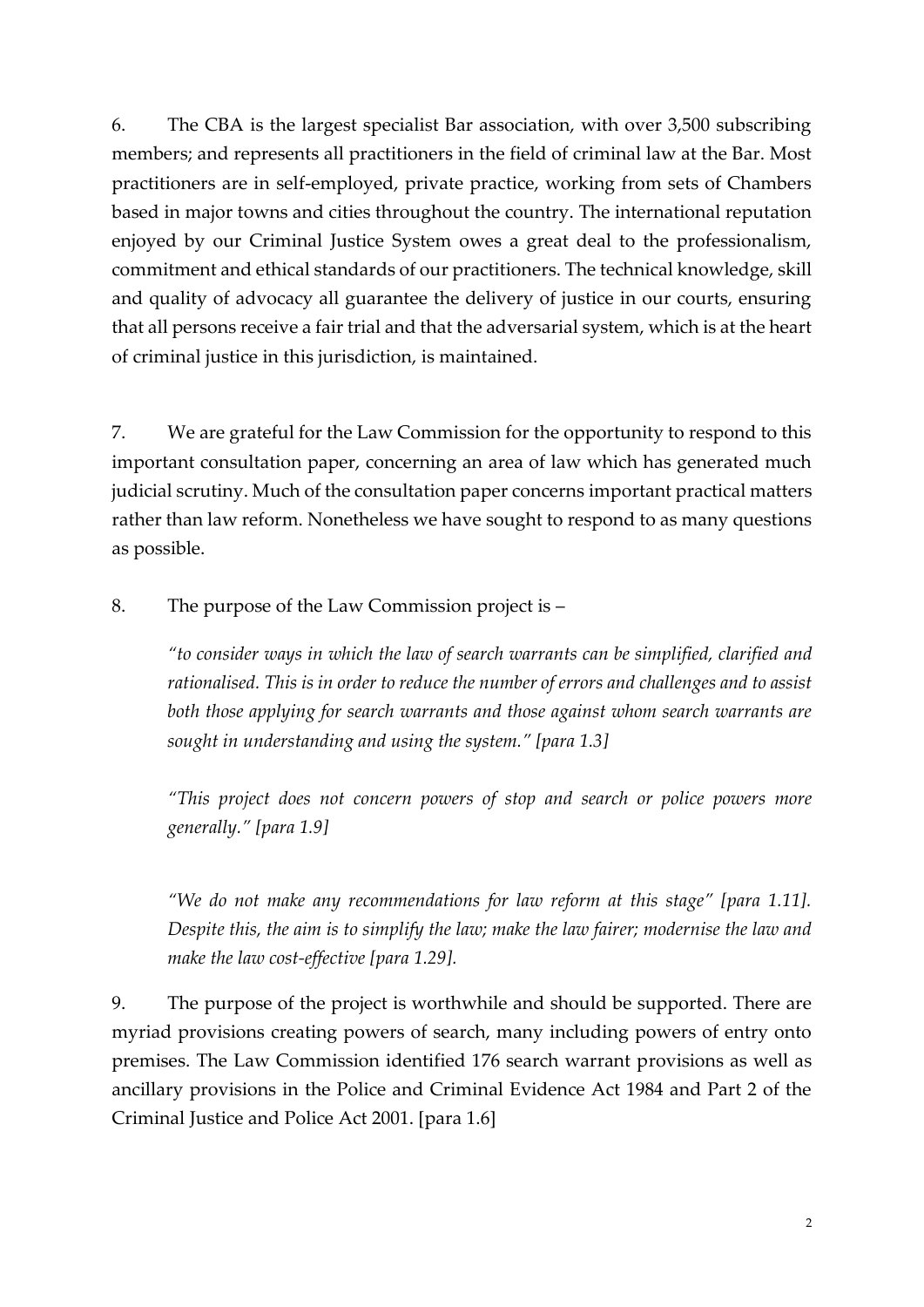6. The CBA is the largest specialist Bar association, with over 3,500 subscribing members; and represents all practitioners in the field of criminal law at the Bar. Most practitioners are in self-employed, private practice, working from sets of Chambers based in major towns and cities throughout the country. The international reputation enjoyed by our Criminal Justice System owes a great deal to the professionalism, commitment and ethical standards of our practitioners. The technical knowledge, skill and quality of advocacy all guarantee the delivery of justice in our courts, ensuring that all persons receive a fair trial and that the adversarial system, which is at the heart of criminal justice in this jurisdiction, is maintained.

7. We are grateful for the Law Commission for the opportunity to respond to this important consultation paper, concerning an area of law which has generated much judicial scrutiny. Much of the consultation paper concerns important practical matters rather than law reform. Nonetheless we have sought to respond to as many questions as possible.

8. The purpose of the Law Commission project is –

> *"to consider ways in which the law of search warrants can be simplified, clarified and rationalised. This is in order to reduce the number of errors and challenges and to assist both those applying for search warrants and those against whom search warrants are sought in understanding and using the system." [para 1.3]*
>
> *"This project does not concern powers of stop and search or police powers more generally." [para 1.9]*
>
> *"We do not make any recommendations for law reform at this stage" [para 1.11]. Despite this, the aim is to simplify the law; make the law fairer; modernise the law and make the law cost-effective [para 1.29].*

9. The purpose of the project is worthwhile and should be supported. There are myriad provisions creating powers of search, many including powers of entry onto premises. The Law Commission identified 176 search warrant provisions as well as ancillary provisions in the Police and Criminal Evidence Act 1984 and Part 2 of the Criminal Justice and Police Act 2001. [para 1.6]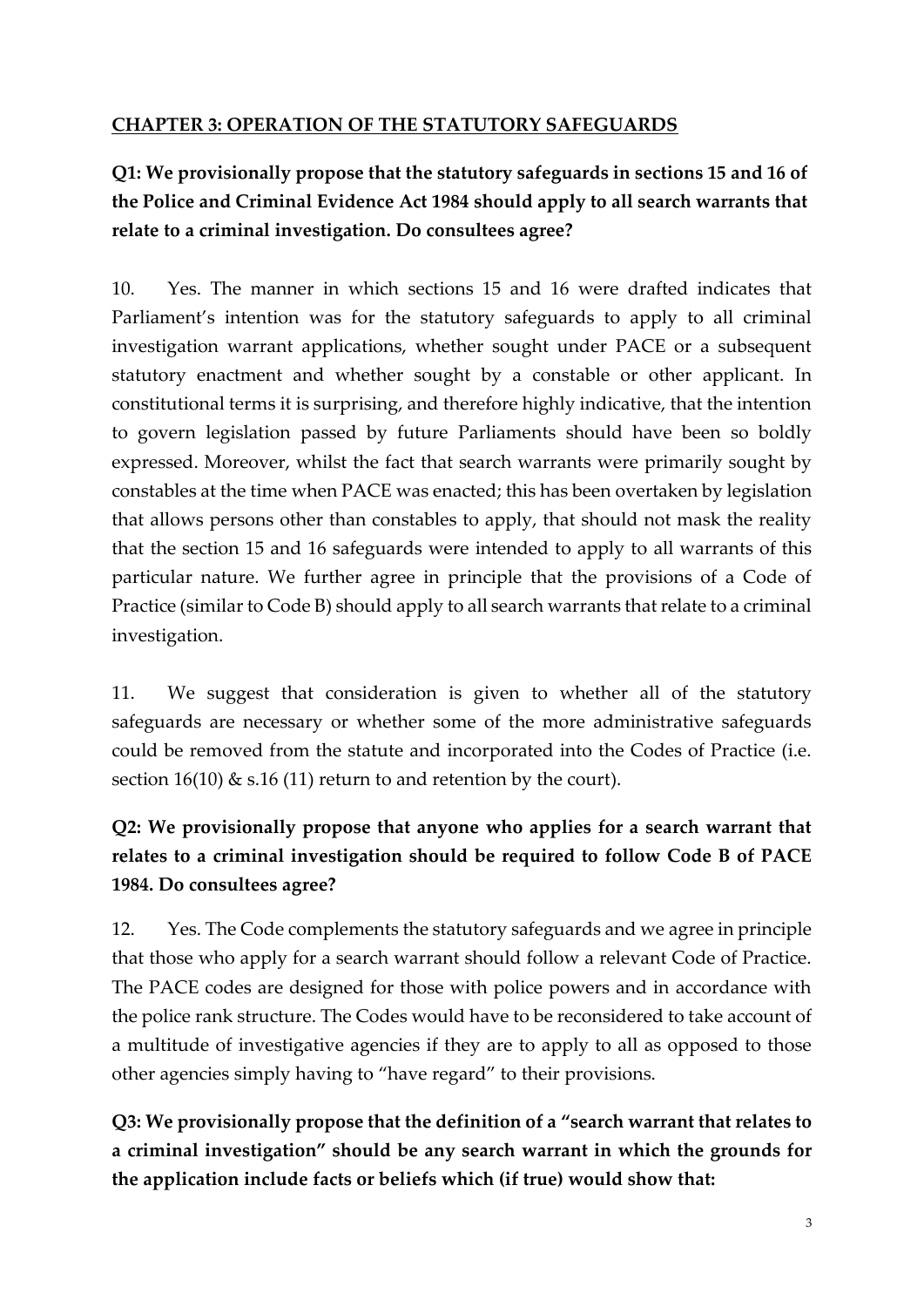## CHAPTER 3: OPERATION OF THE STATUTORY SAFEGUARDS

**Q1: We provisionally propose that the statutory safeguards in sections 15 and 16 of the Police and Criminal Evidence Act 1984 should apply to all search warrants that relate to a criminal investigation. Do consultees agree?**

10. Yes. The manner in which sections 15 and 16 were drafted indicates that Parliament's intention was for the statutory safeguards to apply to all criminal investigation warrant applications, whether sought under PACE or a subsequent statutory enactment and whether sought by a constable or other applicant. In constitutional terms it is surprising, and therefore highly indicative, that the intention to govern legislation passed by future Parliaments should have been so boldly expressed. Moreover, whilst the fact that search warrants were primarily sought by constables at the time when PACE was enacted; this has been overtaken by legislation that allows persons other than constables to apply, that should not mask the reality that the section 15 and 16 safeguards were intended to apply to all warrants of this particular nature. We further agree in principle that the provisions of a Code of Practice (similar to Code B) should apply to all search warrants that relate to a criminal investigation.

11. We suggest that consideration is given to whether all of the statutory safeguards are necessary or whether some of the more administrative safeguards could be removed from the statute and incorporated into the Codes of Practice (i.e. section 16(10) & s.16 (11) return to and retention by the court).

**Q2: We provisionally propose that anyone who applies for a search warrant that relates to a criminal investigation should be required to follow Code B of PACE 1984. Do consultees agree?**

12. Yes. The Code complements the statutory safeguards and we agree in principle that those who apply for a search warrant should follow a relevant Code of Practice. The PACE codes are designed for those with police powers and in accordance with the police rank structure. The Codes would have to be reconsidered to take account of a multitude of investigative agencies if they are to apply to all as opposed to those other agencies simply having to "have regard" to their provisions.

**Q3: We provisionally propose that the definition of a "search warrant that relates to a criminal investigation" should be any search warrant in which the grounds for the application include facts or beliefs which (if true) would show that:**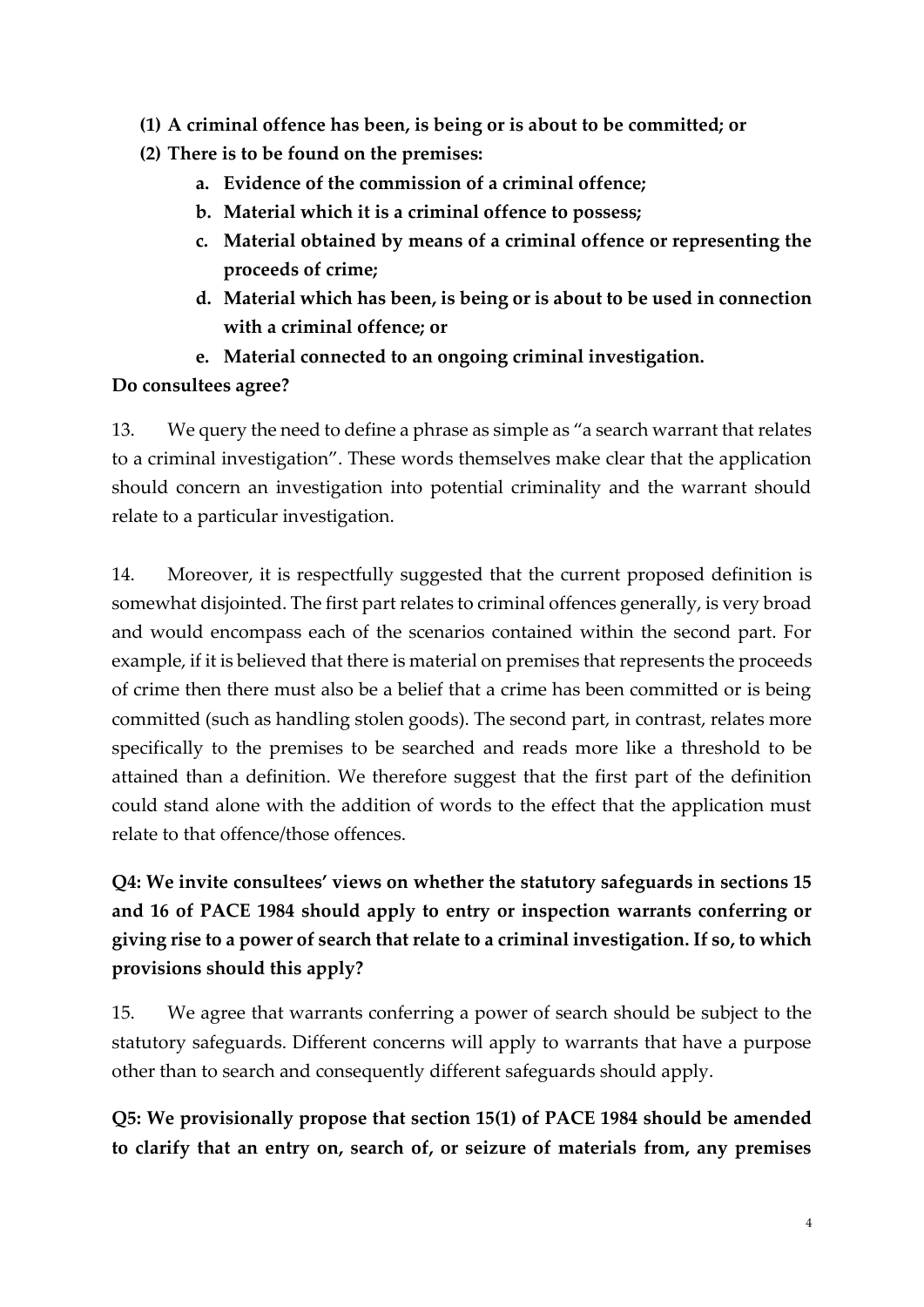**(1) A criminal offence has been, is being or is about to be committed; or**

**(2) There is to be found on the premises:**

- **a. Evidence of the commission of a criminal offence;**
- **b. Material which it is a criminal offence to possess;**
- **c. Material obtained by means of a criminal offence or representing the proceeds of crime;**
- **d. Material which has been, is being or is about to be used in connection with a criminal offence; or**
- **e. Material connected to an ongoing criminal investigation.**

**Do consultees agree?**

13. We query the need to define a phrase as simple as "a search warrant that relates to a criminal investigation". These words themselves make clear that the application should concern an investigation into potential criminality and the warrant should relate to a particular investigation.

14. Moreover, it is respectfully suggested that the current proposed definition is somewhat disjointed. The first part relates to criminal offences generally, is very broad and would encompass each of the scenarios contained within the second part. For example, if it is believed that there is material on premises that represents the proceeds of crime then there must also be a belief that a crime has been committed or is being committed (such as handling stolen goods). The second part, in contrast, relates more specifically to the premises to be searched and reads more like a threshold to be attained than a definition. We therefore suggest that the first part of the definition could stand alone with the addition of words to the effect that the application must relate to that offence/those offences.

**Q4: We invite consultees' views on whether the statutory safeguards in sections 15 and 16 of PACE 1984 should apply to entry or inspection warrants conferring or giving rise to a power of search that relate to a criminal investigation. If so, to which provisions should this apply?**

15. We agree that warrants conferring a power of search should be subject to the statutory safeguards. Different concerns will apply to warrants that have a purpose other than to search and consequently different safeguards should apply.

**Q5: We provisionally propose that section 15(1) of PACE 1984 should be amended to clarify that an entry on, search of, or seizure of materials from, any premises**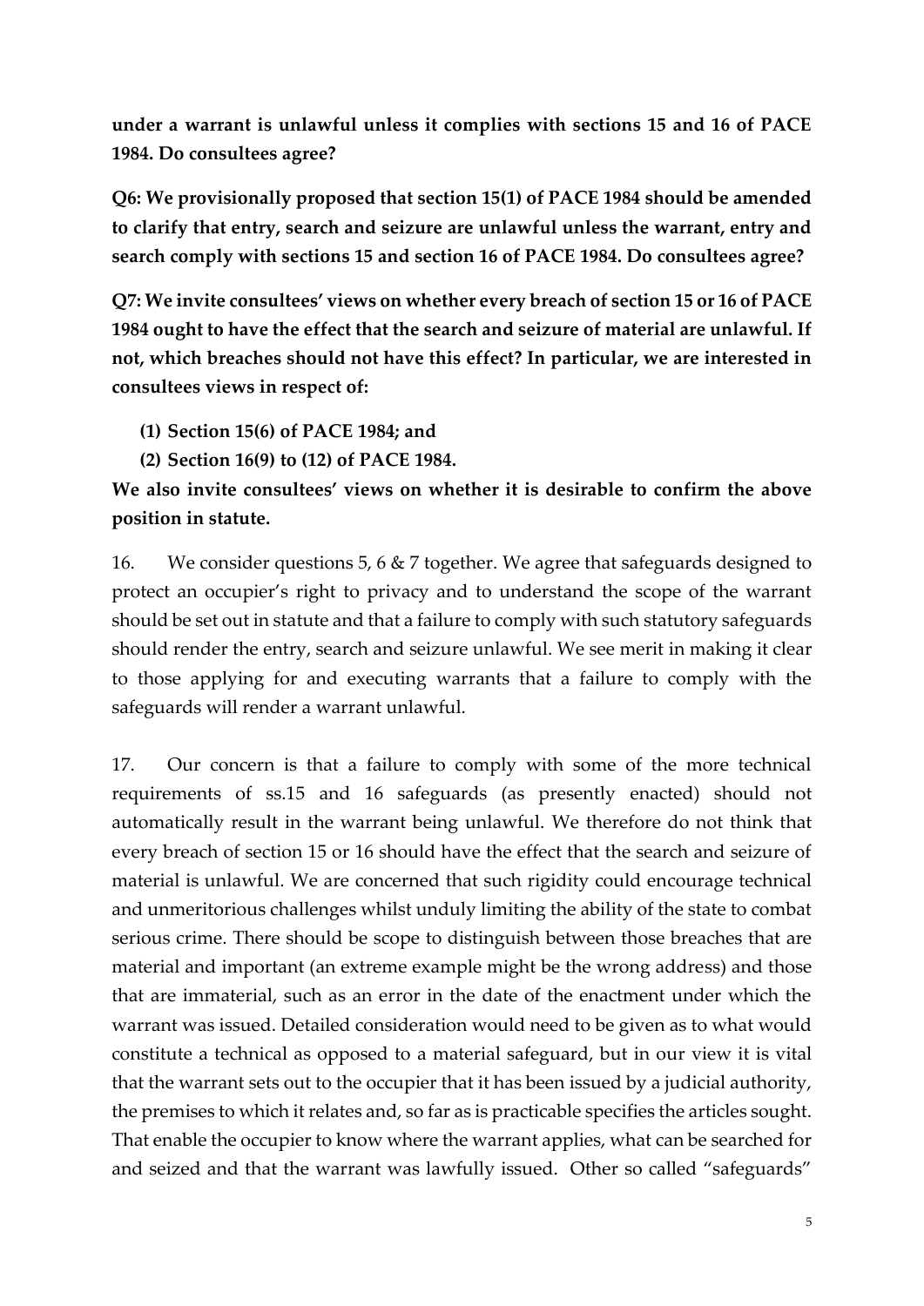**under a warrant is unlawful unless it complies with sections 15 and 16 of PACE 1984. Do consultees agree?**

**Q6: We provisionally proposed that section 15(1) of PACE 1984 should be amended to clarify that entry, search and seizure are unlawful unless the warrant, entry and search comply with sections 15 and section 16 of PACE 1984. Do consultees agree?**

**Q7: We invite consultees' views on whether every breach of section 15 or 16 of PACE 1984 ought to have the effect that the search and seizure of material are unlawful. If not, which breaches should not have this effect? In particular, we are interested in consultees views in respect of:**

**(1) Section 15(6) of PACE 1984; and**

**(2) Section 16(9) to (12) of PACE 1984.**

**We also invite consultees' views on whether it is desirable to confirm the above position in statute.**

16. We consider questions 5, 6 & 7 together. We agree that safeguards designed to protect an occupier's right to privacy and to understand the scope of the warrant should be set out in statute and that a failure to comply with such statutory safeguards should render the entry, search and seizure unlawful. We see merit in making it clear to those applying for and executing warrants that a failure to comply with the safeguards will render a warrant unlawful.

17. Our concern is that a failure to comply with some of the more technical requirements of ss.15 and 16 safeguards (as presently enacted) should not automatically result in the warrant being unlawful. We therefore do not think that every breach of section 15 or 16 should have the effect that the search and seizure of material is unlawful. We are concerned that such rigidity could encourage technical and unmeritorious challenges whilst unduly limiting the ability of the state to combat serious crime. There should be scope to distinguish between those breaches that are material and important (an extreme example might be the wrong address) and those that are immaterial, such as an error in the date of the enactment under which the warrant was issued. Detailed consideration would need to be given as to what would constitute a technical as opposed to a material safeguard, but in our view it is vital that the warrant sets out to the occupier that it has been issued by a judicial authority, the premises to which it relates and, so far as is practicable specifies the articles sought. That enable the occupier to know where the warrant applies, what can be searched for and seized and that the warrant was lawfully issued. Other so called "safeguards"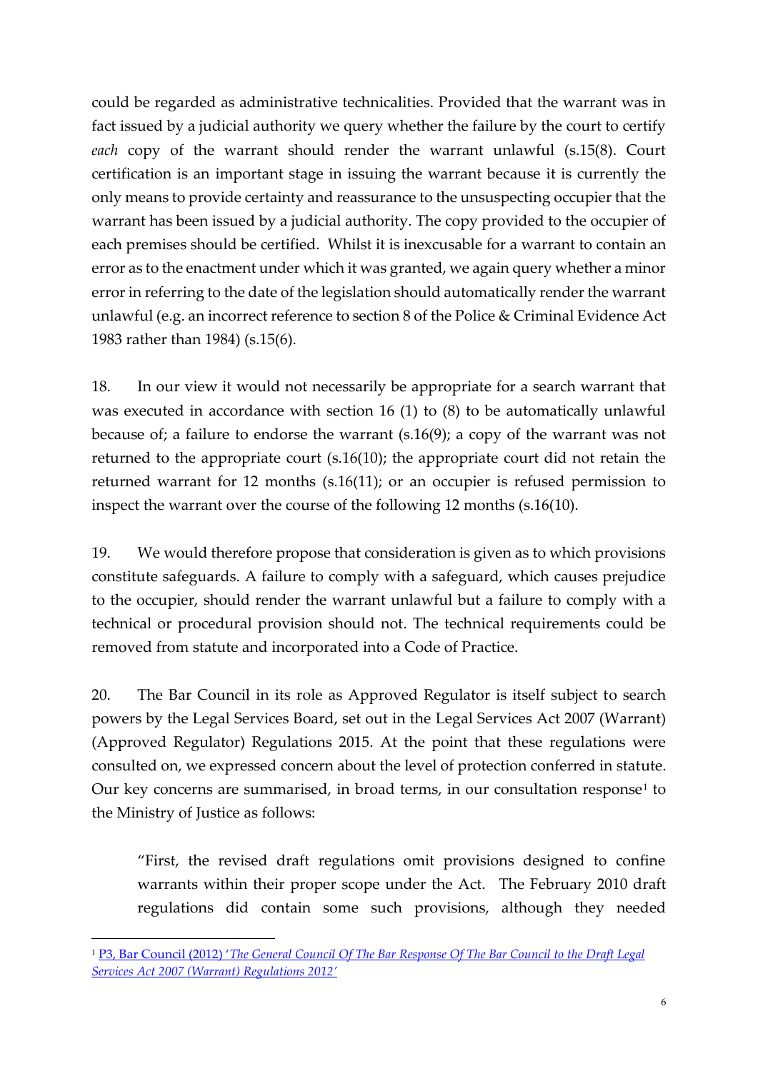could be regarded as administrative technicalities. Provided that the warrant was in fact issued by a judicial authority we query whether the failure by the court to certify *each* copy of the warrant should render the warrant unlawful (s.15(8). Court certification is an important stage in issuing the warrant because it is currently the only means to provide certainty and reassurance to the unsuspecting occupier that the warrant has been issued by a judicial authority. The copy provided to the occupier of each premises should be certified. Whilst it is inexcusable for a warrant to contain an error as to the enactment under which it was granted, we again query whether a minor error in referring to the date of the legislation should automatically render the warrant unlawful (e.g. an incorrect reference to section 8 of the Police & Criminal Evidence Act 1983 rather than 1984) (s.15(6).

18. In our view it would not necessarily be appropriate for a search warrant that was executed in accordance with section 16 (1) to (8) to be automatically unlawful because of; a failure to endorse the warrant (s.16(9); a copy of the warrant was not returned to the appropriate court (s.16(10); the appropriate court did not retain the returned warrant for 12 months (s.16(11); or an occupier is refused permission to inspect the warrant over the course of the following 12 months (s.16(10).

19. We would therefore propose that consideration is given as to which provisions constitute safeguards. A failure to comply with a safeguard, which causes prejudice to the occupier, should render the warrant unlawful but a failure to comply with a technical or procedural provision should not. The technical requirements could be removed from statute and incorporated into a Code of Practice.

20. The Bar Council in its role as Approved Regulator is itself subject to search powers by the Legal Services Board, set out in the Legal Services Act 2007 (Warrant) (Approved Regulator) Regulations 2015. At the point that these regulations were consulted on, we expressed concern about the level of protection conferred in statute. Our key concerns are summarised, in broad terms, in our consultation response[1] to the Ministry of Justice as follows:

> "First, the revised draft regulations omit provisions designed to confine warrants within their proper scope under the Act. The February 2010 draft regulations did contain some such provisions, although they needed

[1] P3, Bar Council (2012) '*The General Council Of The Bar Response Of The Bar Council to the Draft Legal Services Act 2007 (Warrant) Regulations 2012'*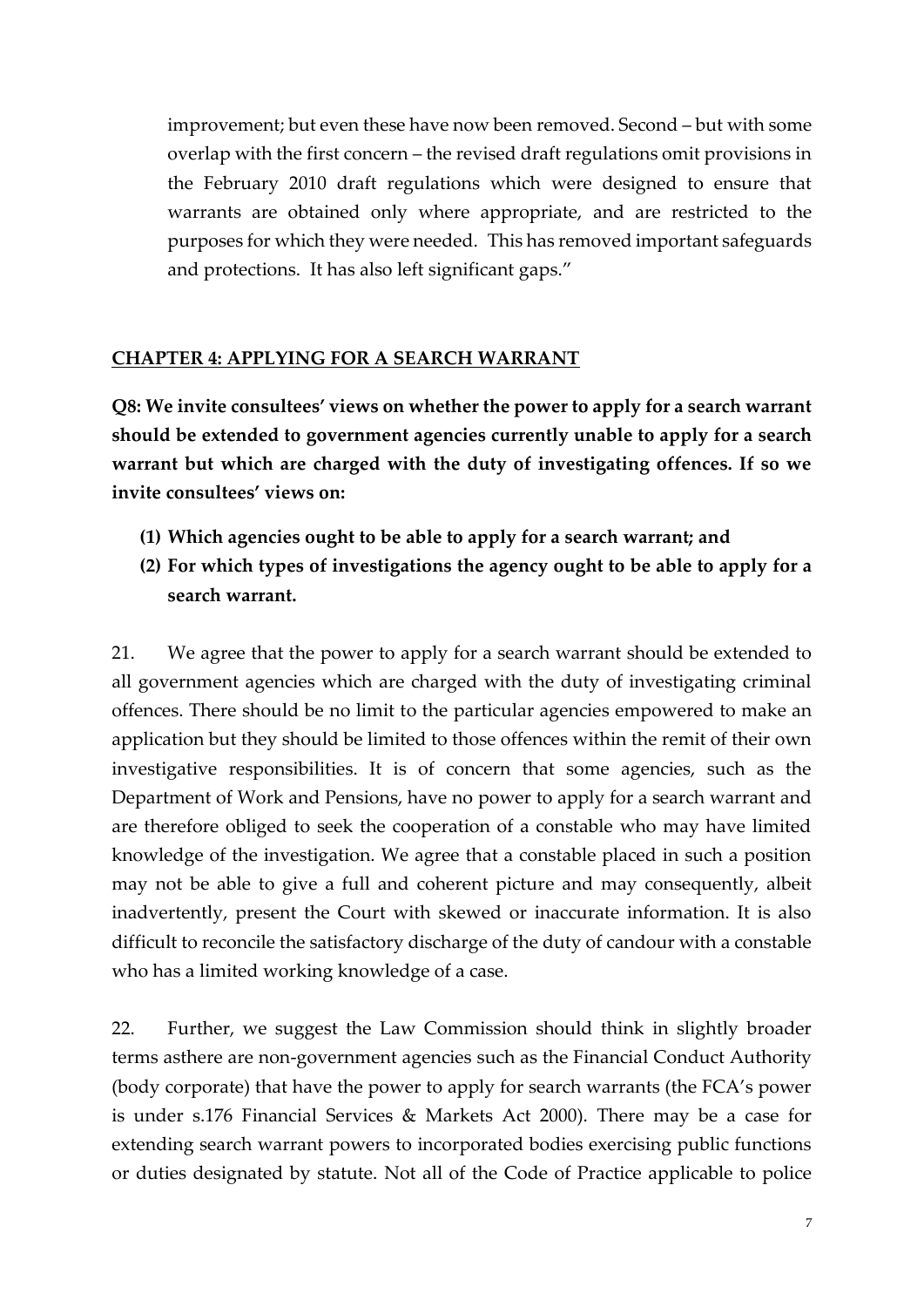improvement; but even these have now been removed. Second – but with some overlap with the first concern – the revised draft regulations omit provisions in the February 2010 draft regulations which were designed to ensure that warrants are obtained only where appropriate, and are restricted to the purposes for which they were needed. This has removed important safeguards and protections. It has also left significant gaps."

## CHAPTER 4: APPLYING FOR A SEARCH WARRANT

**Q8: We invite consultees' views on whether the power to apply for a search warrant should be extended to government agencies currently unable to apply for a search warrant but which are charged with the duty of investigating offences. If so we invite consultees' views on:**

- **(1) Which agencies ought to be able to apply for a search warrant; and**
- **(2) For which types of investigations the agency ought to be able to apply for a search warrant.**

21. We agree that the power to apply for a search warrant should be extended to all government agencies which are charged with the duty of investigating criminal offences. There should be no limit to the particular agencies empowered to make an application but they should be limited to those offences within the remit of their own investigative responsibilities. It is of concern that some agencies, such as the Department of Work and Pensions, have no power to apply for a search warrant and are therefore obliged to seek the cooperation of a constable who may have limited knowledge of the investigation. We agree that a constable placed in such a position may not be able to give a full and coherent picture and may consequently, albeit inadvertently, present the Court with skewed or inaccurate information. It is also difficult to reconcile the satisfactory discharge of the duty of candour with a constable who has a limited working knowledge of a case.

22. Further, we suggest the Law Commission should think in slightly broader terms asthere are non-government agencies such as the Financial Conduct Authority (body corporate) that have the power to apply for search warrants (the FCA's power is under s.176 Financial Services & Markets Act 2000). There may be a case for extending search warrant powers to incorporated bodies exercising public functions or duties designated by statute. Not all of the Code of Practice applicable to police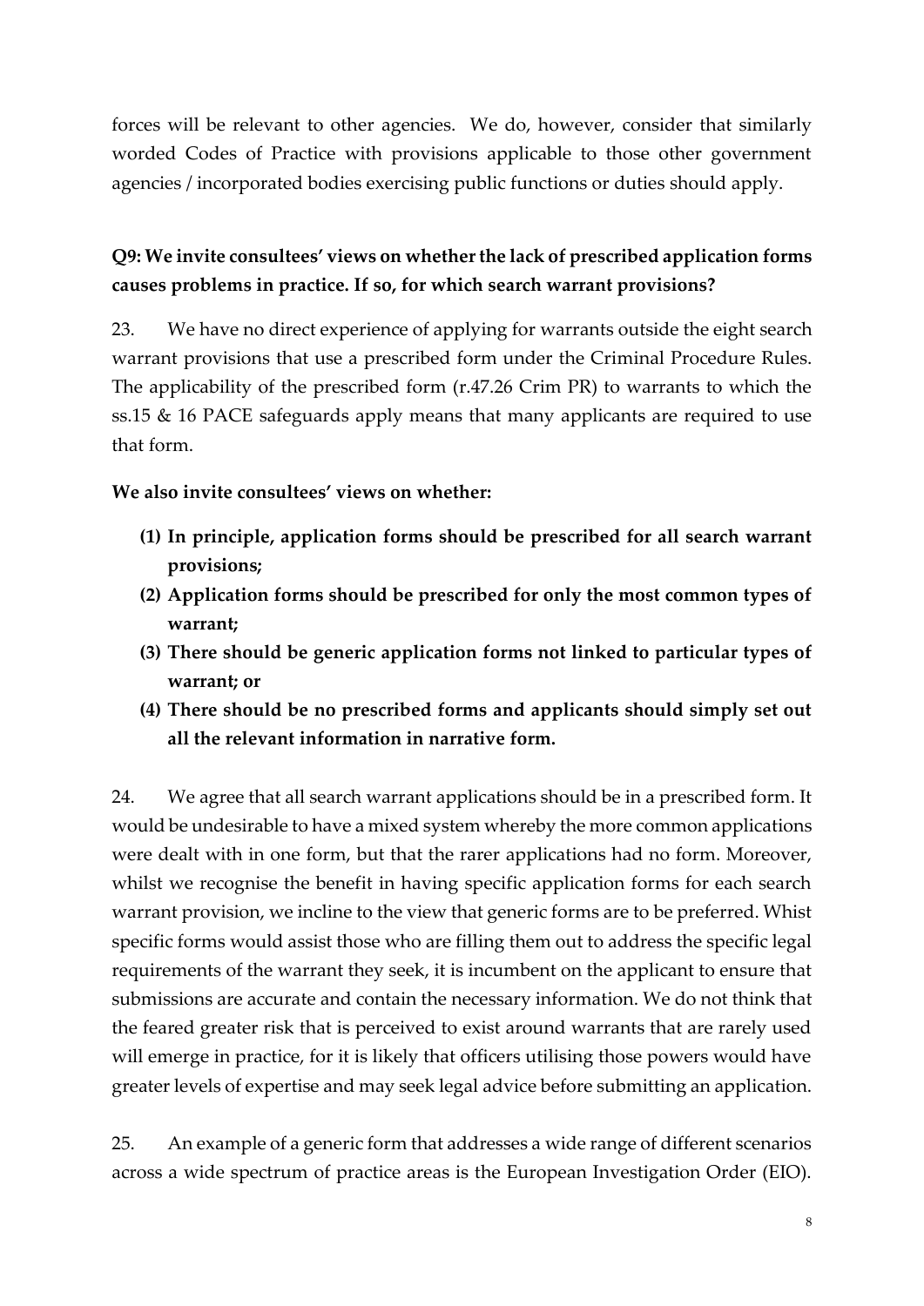forces will be relevant to other agencies. We do, however, consider that similarly worded Codes of Practice with provisions applicable to those other government agencies / incorporated bodies exercising public functions or duties should apply.

**Q9: We invite consultees' views on whether the lack of prescribed application forms causes problems in practice. If so, for which search warrant provisions?**

23. We have no direct experience of applying for warrants outside the eight search warrant provisions that use a prescribed form under the Criminal Procedure Rules. The applicability of the prescribed form (r.47.26 Crim PR) to warrants to which the ss.15 & 16 PACE safeguards apply means that many applicants are required to use that form.

**We also invite consultees' views on whether:**

**(1) In principle, application forms should be prescribed for all search warrant provisions;**

**(2) Application forms should be prescribed for only the most common types of warrant;**

**(3) There should be generic application forms not linked to particular types of warrant; or**

**(4) There should be no prescribed forms and applicants should simply set out all the relevant information in narrative form.**

24. We agree that all search warrant applications should be in a prescribed form. It would be undesirable to have a mixed system whereby the more common applications were dealt with in one form, but that the rarer applications had no form. Moreover, whilst we recognise the benefit in having specific application forms for each search warrant provision, we incline to the view that generic forms are to be preferred. Whist specific forms would assist those who are filling them out to address the specific legal requirements of the warrant they seek, it is incumbent on the applicant to ensure that submissions are accurate and contain the necessary information. We do not think that the feared greater risk that is perceived to exist around warrants that are rarely used will emerge in practice, for it is likely that officers utilising those powers would have greater levels of expertise and may seek legal advice before submitting an application.

25. An example of a generic form that addresses a wide range of different scenarios across a wide spectrum of practice areas is the European Investigation Order (EIO).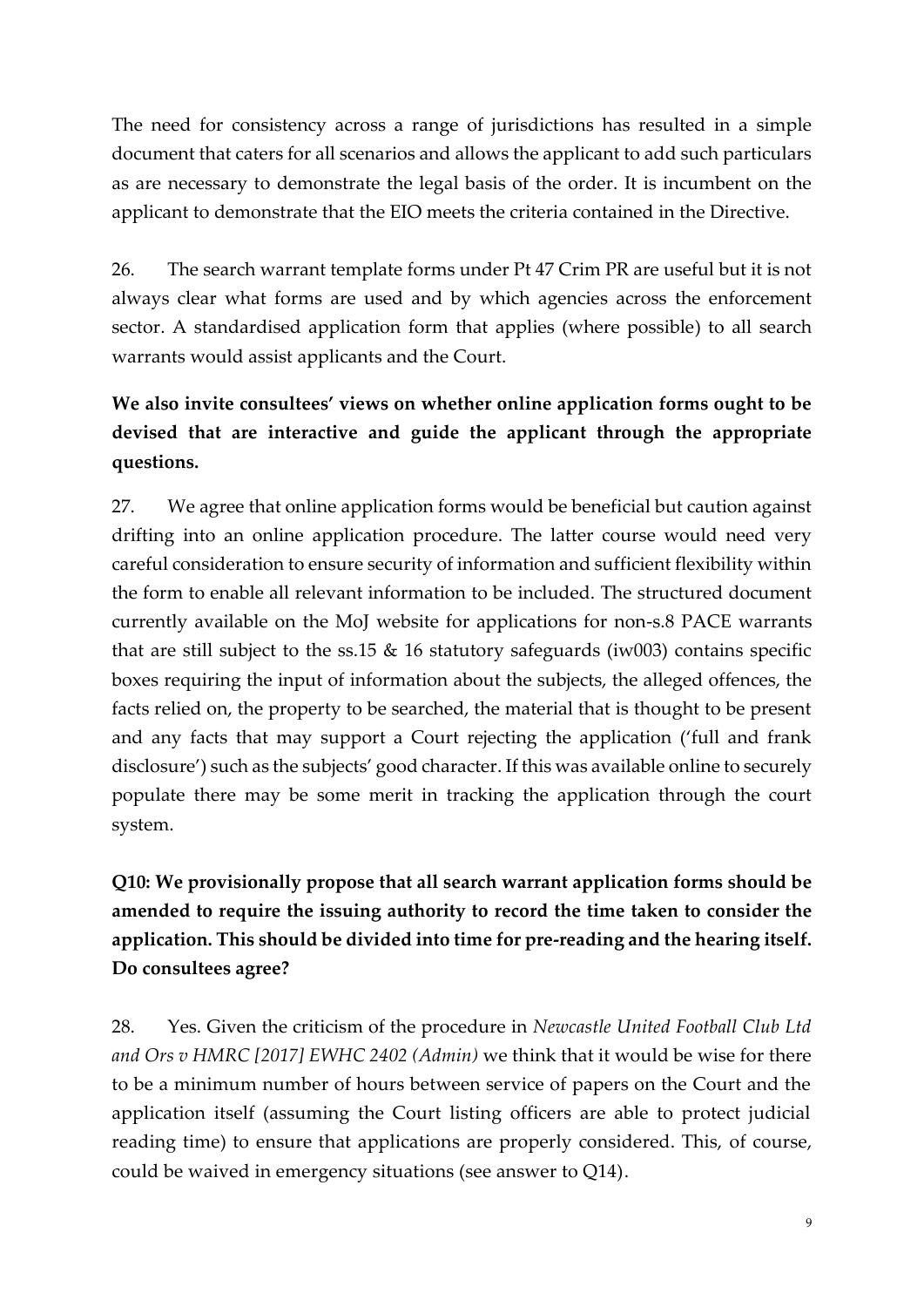The need for consistency across a range of jurisdictions has resulted in a simple document that caters for all scenarios and allows the applicant to add such particulars as are necessary to demonstrate the legal basis of the order. It is incumbent on the applicant to demonstrate that the EIO meets the criteria contained in the Directive.

26. The search warrant template forms under Pt 47 Crim PR are useful but it is not always clear what forms are used and by which agencies across the enforcement sector. A standardised application form that applies (where possible) to all search warrants would assist applicants and the Court.

**We also invite consultees' views on whether online application forms ought to be devised that are interactive and guide the applicant through the appropriate questions.**

27. We agree that online application forms would be beneficial but caution against drifting into an online application procedure. The latter course would need very careful consideration to ensure security of information and sufficient flexibility within the form to enable all relevant information to be included. The structured document currently available on the MoJ website for applications for non-s.8 PACE warrants that are still subject to the ss.15 & 16 statutory safeguards (iw003) contains specific boxes requiring the input of information about the subjects, the alleged offences, the facts relied on, the property to be searched, the material that is thought to be present and any facts that may support a Court rejecting the application ('full and frank disclosure') such as the subjects' good character. If this was available online to securely populate there may be some merit in tracking the application through the court system.

**Q10: We provisionally propose that all search warrant application forms should be amended to require the issuing authority to record the time taken to consider the application. This should be divided into time for pre-reading and the hearing itself. Do consultees agree?**

28. Yes. Given the criticism of the procedure in *Newcastle United Football Club Ltd and Ors v HMRC [2017] EWHC 2402 (Admin)* we think that it would be wise for there to be a minimum number of hours between service of papers on the Court and the application itself (assuming the Court listing officers are able to protect judicial reading time) to ensure that applications are properly considered. This, of course, could be waived in emergency situations (see answer to Q14).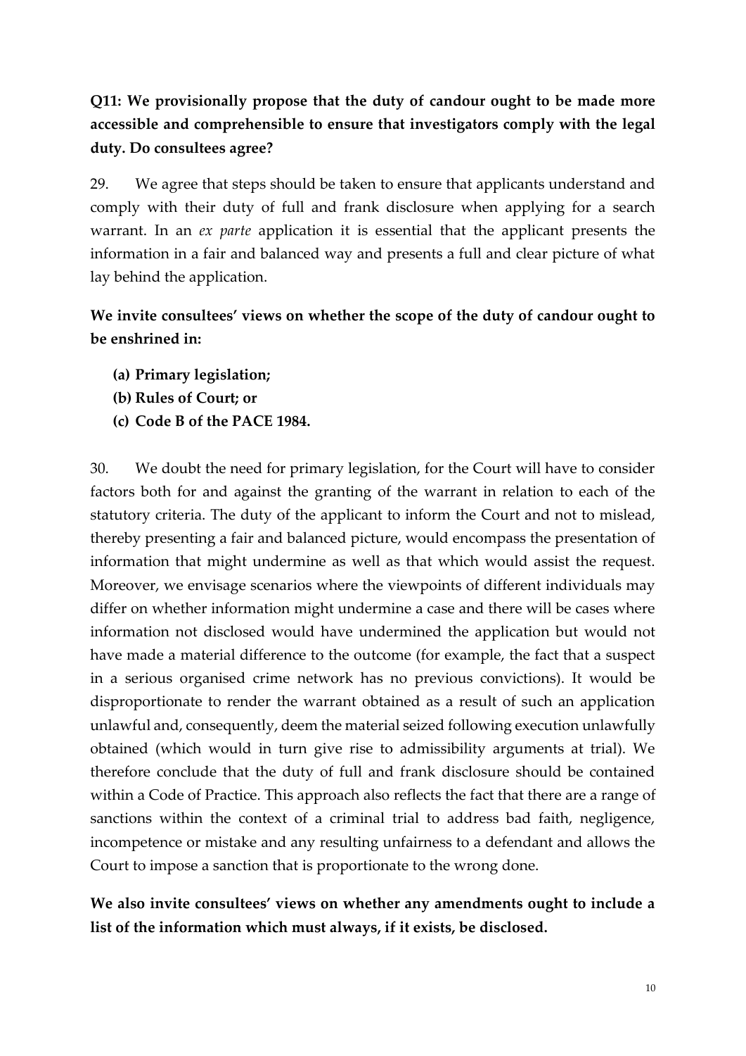**Q11: We provisionally propose that the duty of candour ought to be made more accessible and comprehensible to ensure that investigators comply with the legal duty. Do consultees agree?**

29. We agree that steps should be taken to ensure that applicants understand and comply with their duty of full and frank disclosure when applying for a search warrant. In an *ex parte* application it is essential that the applicant presents the information in a fair and balanced way and presents a full and clear picture of what lay behind the application.

**We invite consultees' views on whether the scope of the duty of candour ought to be enshrined in:**

- **(a) Primary legislation;**
- **(b) Rules of Court; or**
- **(c) Code B of the PACE 1984.**

30. We doubt the need for primary legislation, for the Court will have to consider factors both for and against the granting of the warrant in relation to each of the statutory criteria. The duty of the applicant to inform the Court and not to mislead, thereby presenting a fair and balanced picture, would encompass the presentation of information that might undermine as well as that which would assist the request. Moreover, we envisage scenarios where the viewpoints of different individuals may differ on whether information might undermine a case and there will be cases where information not disclosed would have undermined the application but would not have made a material difference to the outcome (for example, the fact that a suspect in a serious organised crime network has no previous convictions). It would be disproportionate to render the warrant obtained as a result of such an application unlawful and, consequently, deem the material seized following execution unlawfully obtained (which would in turn give rise to admissibility arguments at trial). We therefore conclude that the duty of full and frank disclosure should be contained within a Code of Practice. This approach also reflects the fact that there are a range of sanctions within the context of a criminal trial to address bad faith, negligence, incompetence or mistake and any resulting unfairness to a defendant and allows the Court to impose a sanction that is proportionate to the wrong done.

**We also invite consultees' views on whether any amendments ought to include a list of the information which must always, if it exists, be disclosed.**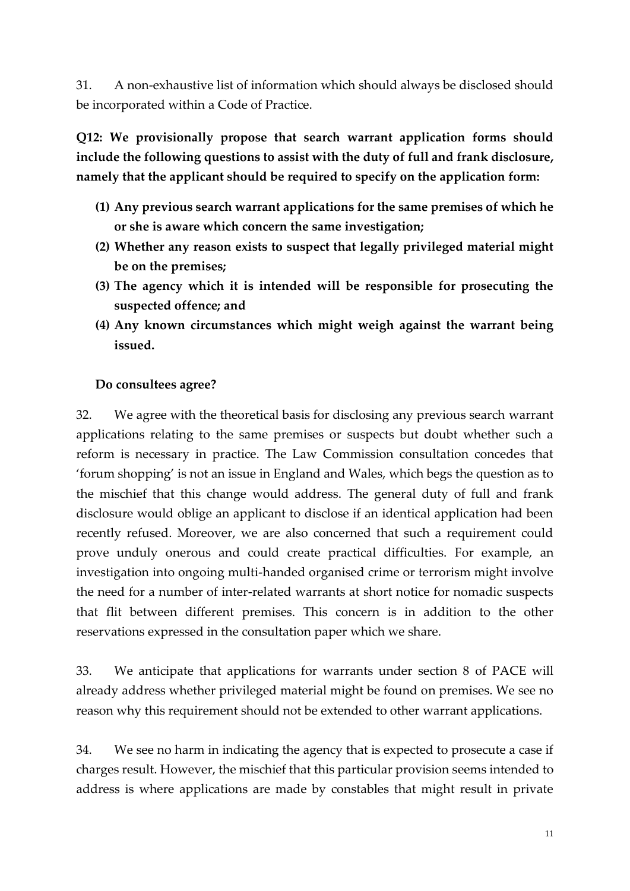31. A non-exhaustive list of information which should always be disclosed should be incorporated within a Code of Practice.

**Q12: We provisionally propose that search warrant application forms should include the following questions to assist with the duty of full and frank disclosure, namely that the applicant should be required to specify on the application form:**

1. **Any previous search warrant applications for the same premises of which he or she is aware which concern the same investigation;**
2. **Whether any reason exists to suspect that legally privileged material might be on the premises;**
3. **The agency which it is intended will be responsible for prosecuting the suspected offence; and**
4. **Any known circumstances which might weigh against the warrant being issued.**

**Do consultees agree?**

32. We agree with the theoretical basis for disclosing any previous search warrant applications relating to the same premises or suspects but doubt whether such a reform is necessary in practice. The Law Commission consultation concedes that 'forum shopping' is not an issue in England and Wales, which begs the question as to the mischief that this change would address. The general duty of full and frank disclosure would oblige an applicant to disclose if an identical application had been recently refused. Moreover, we are also concerned that such a requirement could prove unduly onerous and could create practical difficulties. For example, an investigation into ongoing multi-handed organised crime or terrorism might involve the need for a number of inter-related warrants at short notice for nomadic suspects that flit between different premises. This concern is in addition to the other reservations expressed in the consultation paper which we share.

33. We anticipate that applications for warrants under section 8 of PACE will already address whether privileged material might be found on premises. We see no reason why this requirement should not be extended to other warrant applications.

34. We see no harm in indicating the agency that is expected to prosecute a case if charges result. However, the mischief that this particular provision seems intended to address is where applications are made by constables that might result in private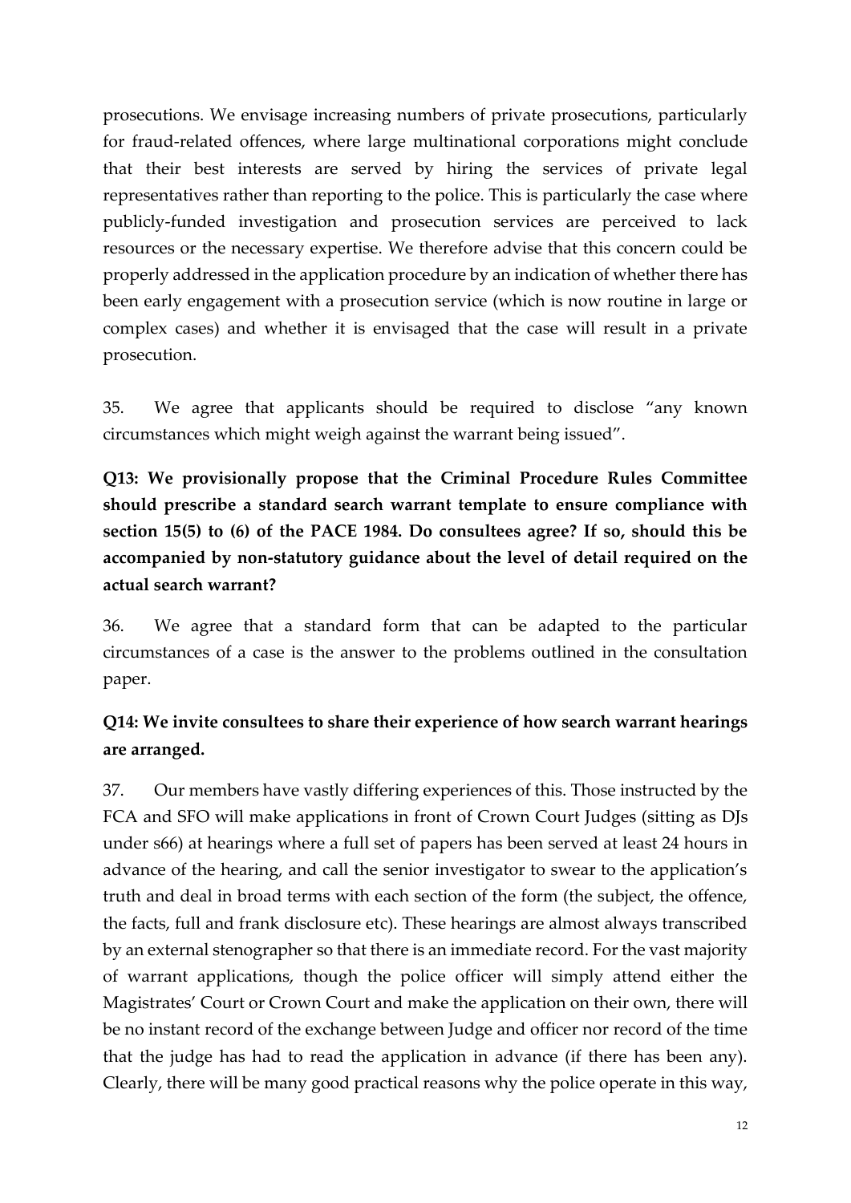prosecutions. We envisage increasing numbers of private prosecutions, particularly for fraud-related offences, where large multinational corporations might conclude that their best interests are served by hiring the services of private legal representatives rather than reporting to the police. This is particularly the case where publicly-funded investigation and prosecution services are perceived to lack resources or the necessary expertise. We therefore advise that this concern could be properly addressed in the application procedure by an indication of whether there has been early engagement with a prosecution service (which is now routine in large or complex cases) and whether it is envisaged that the case will result in a private prosecution.

35. We agree that applicants should be required to disclose "any known circumstances which might weigh against the warrant being issued".

**Q13: We provisionally propose that the Criminal Procedure Rules Committee should prescribe a standard search warrant template to ensure compliance with section 15(5) to (6) of the PACE 1984. Do consultees agree? If so, should this be accompanied by non-statutory guidance about the level of detail required on the actual search warrant?**

36. We agree that a standard form that can be adapted to the particular circumstances of a case is the answer to the problems outlined in the consultation paper.

**Q14: We invite consultees to share their experience of how search warrant hearings are arranged.**

37. Our members have vastly differing experiences of this. Those instructed by the FCA and SFO will make applications in front of Crown Court Judges (sitting as DJs under s66) at hearings where a full set of papers has been served at least 24 hours in advance of the hearing, and call the senior investigator to swear to the application's truth and deal in broad terms with each section of the form (the subject, the offence, the facts, full and frank disclosure etc). These hearings are almost always transcribed by an external stenographer so that there is an immediate record. For the vast majority of warrant applications, though the police officer will simply attend either the Magistrates' Court or Crown Court and make the application on their own, there will be no instant record of the exchange between Judge and officer nor record of the time that the judge has had to read the application in advance (if there has been any). Clearly, there will be many good practical reasons why the police operate in this way,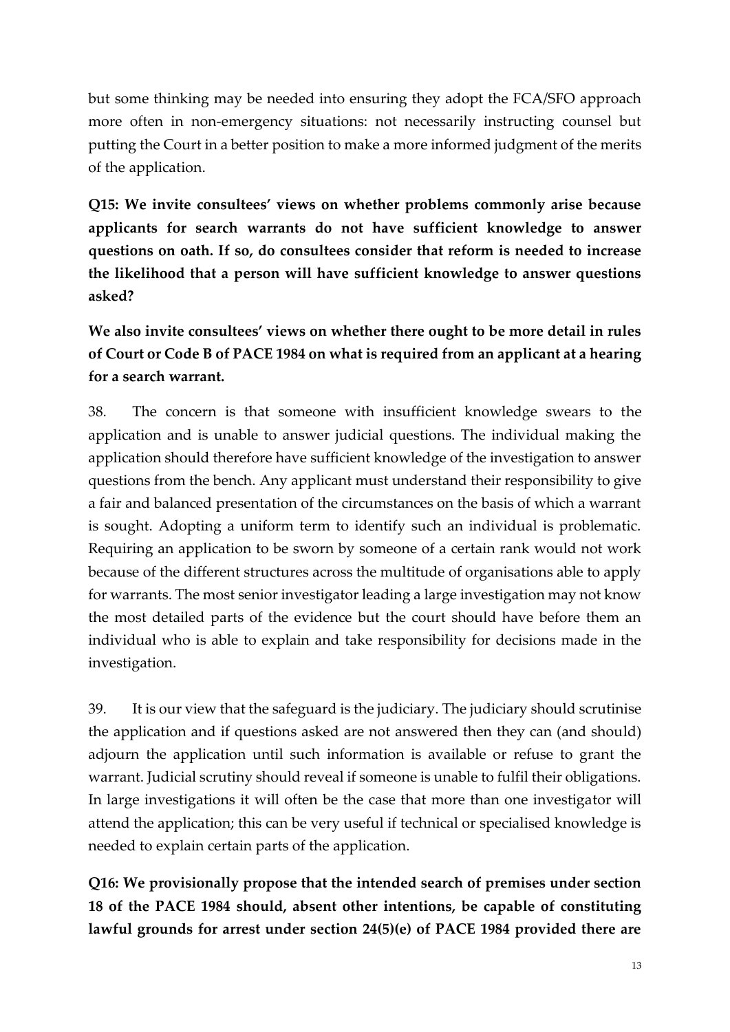but some thinking may be needed into ensuring they adopt the FCA/SFO approach more often in non-emergency situations: not necessarily instructing counsel but putting the Court in a better position to make a more informed judgment of the merits of the application.

**Q15: We invite consultees' views on whether problems commonly arise because applicants for search warrants do not have sufficient knowledge to answer questions on oath. If so, do consultees consider that reform is needed to increase the likelihood that a person will have sufficient knowledge to answer questions asked?**

**We also invite consultees' views on whether there ought to be more detail in rules of Court or Code B of PACE 1984 on what is required from an applicant at a hearing for a search warrant.**

38. The concern is that someone with insufficient knowledge swears to the application and is unable to answer judicial questions. The individual making the application should therefore have sufficient knowledge of the investigation to answer questions from the bench. Any applicant must understand their responsibility to give a fair and balanced presentation of the circumstances on the basis of which a warrant is sought. Adopting a uniform term to identify such an individual is problematic. Requiring an application to be sworn by someone of a certain rank would not work because of the different structures across the multitude of organisations able to apply for warrants. The most senior investigator leading a large investigation may not know the most detailed parts of the evidence but the court should have before them an individual who is able to explain and take responsibility for decisions made in the investigation.

39. It is our view that the safeguard is the judiciary. The judiciary should scrutinise the application and if questions asked are not answered then they can (and should) adjourn the application until such information is available or refuse to grant the warrant. Judicial scrutiny should reveal if someone is unable to fulfil their obligations. In large investigations it will often be the case that more than one investigator will attend the application; this can be very useful if technical or specialised knowledge is needed to explain certain parts of the application.

**Q16: We provisionally propose that the intended search of premises under section 18 of the PACE 1984 should, absent other intentions, be capable of constituting lawful grounds for arrest under section 24(5)(e) of PACE 1984 provided there are**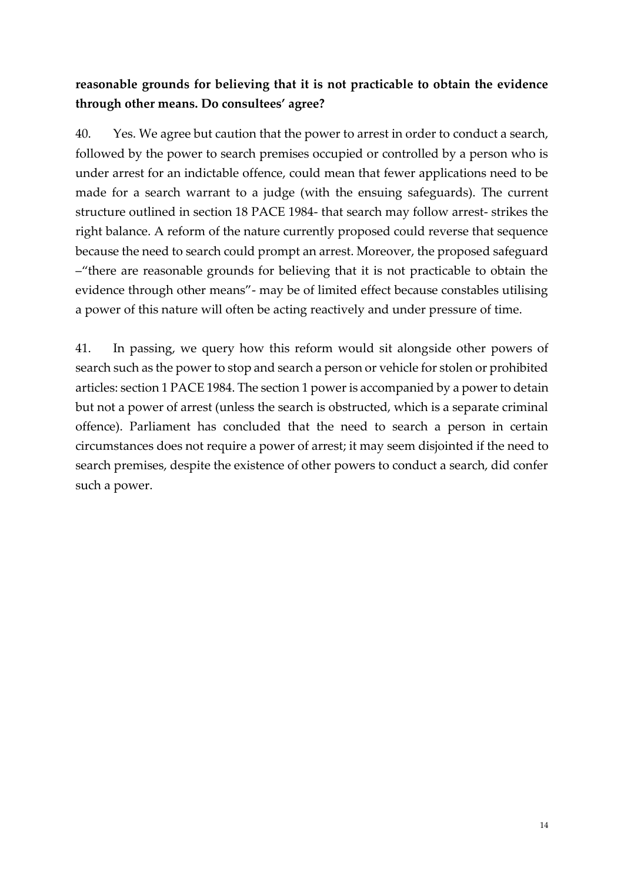**reasonable grounds for believing that it is not practicable to obtain the evidence through other means. Do consultees' agree?**

40. Yes. We agree but caution that the power to arrest in order to conduct a search, followed by the power to search premises occupied or controlled by a person who is under arrest for an indictable offence, could mean that fewer applications need to be made for a search warrant to a judge (with the ensuing safeguards). The current structure outlined in section 18 PACE 1984- that search may follow arrest- strikes the right balance. A reform of the nature currently proposed could reverse that sequence because the need to search could prompt an arrest. Moreover, the proposed safeguard –"there are reasonable grounds for believing that it is not practicable to obtain the evidence through other means"- may be of limited effect because constables utilising a power of this nature will often be acting reactively and under pressure of time.

41. In passing, we query how this reform would sit alongside other powers of search such as the power to stop and search a person or vehicle for stolen or prohibited articles: section 1 PACE 1984. The section 1 power is accompanied by a power to detain but not a power of arrest (unless the search is obstructed, which is a separate criminal offence). Parliament has concluded that the need to search a person in certain circumstances does not require a power of arrest; it may seem disjointed if the need to search premises, despite the existence of other powers to conduct a search, did confer such a power.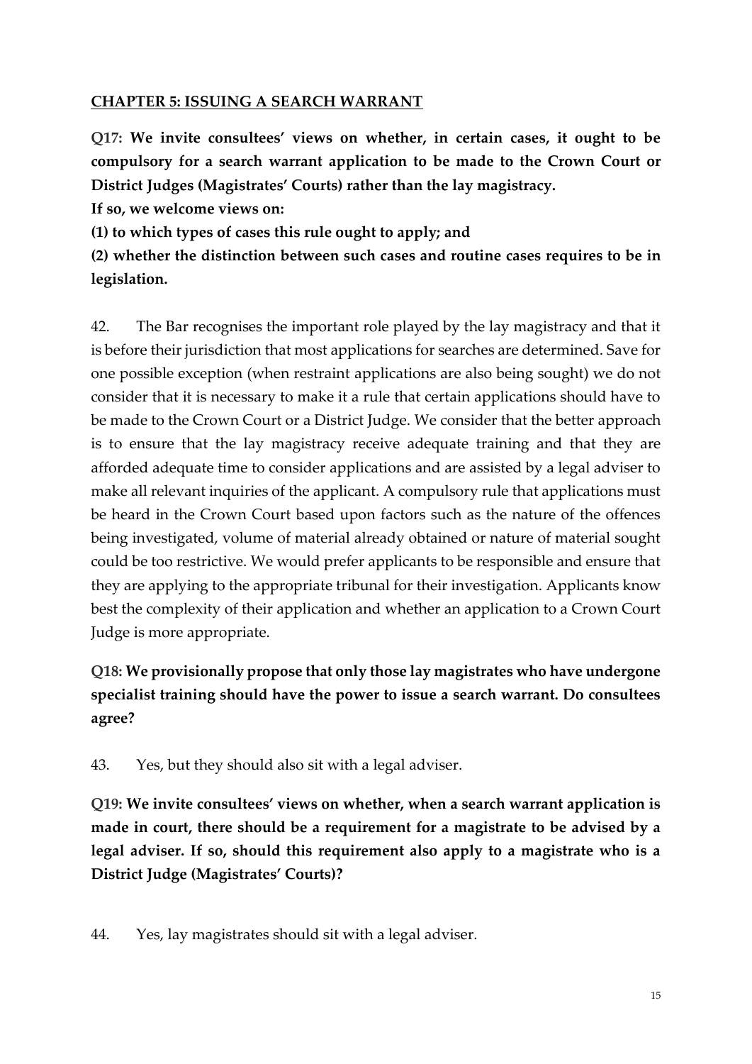## CHAPTER 5: ISSUING A SEARCH WARRANT

**Q17: We invite consultees' views on whether, in certain cases, it ought to be compulsory for a search warrant application to be made to the Crown Court or District Judges (Magistrates' Courts) rather than the lay magistracy.**

**If so, we welcome views on:**

**(1) to which types of cases this rule ought to apply; and**

**(2) whether the distinction between such cases and routine cases requires to be in legislation.**

42. The Bar recognises the important role played by the lay magistracy and that it is before their jurisdiction that most applications for searches are determined. Save for one possible exception (when restraint applications are also being sought) we do not consider that it is necessary to make it a rule that certain applications should have to be made to the Crown Court or a District Judge. We consider that the better approach is to ensure that the lay magistracy receive adequate training and that they are afforded adequate time to consider applications and are assisted by a legal adviser to make all relevant inquiries of the applicant. A compulsory rule that applications must be heard in the Crown Court based upon factors such as the nature of the offences being investigated, volume of material already obtained or nature of material sought could be too restrictive. We would prefer applicants to be responsible and ensure that they are applying to the appropriate tribunal for their investigation. Applicants know best the complexity of their application and whether an application to a Crown Court Judge is more appropriate.

**Q18: We provisionally propose that only those lay magistrates who have undergone specialist training should have the power to issue a search warrant. Do consultees agree?**

43. Yes, but they should also sit with a legal adviser.

**Q19: We invite consultees' views on whether, when a search warrant application is made in court, there should be a requirement for a magistrate to be advised by a legal adviser. If so, should this requirement also apply to a magistrate who is a District Judge (Magistrates' Courts)?**

44. Yes, lay magistrates should sit with a legal adviser.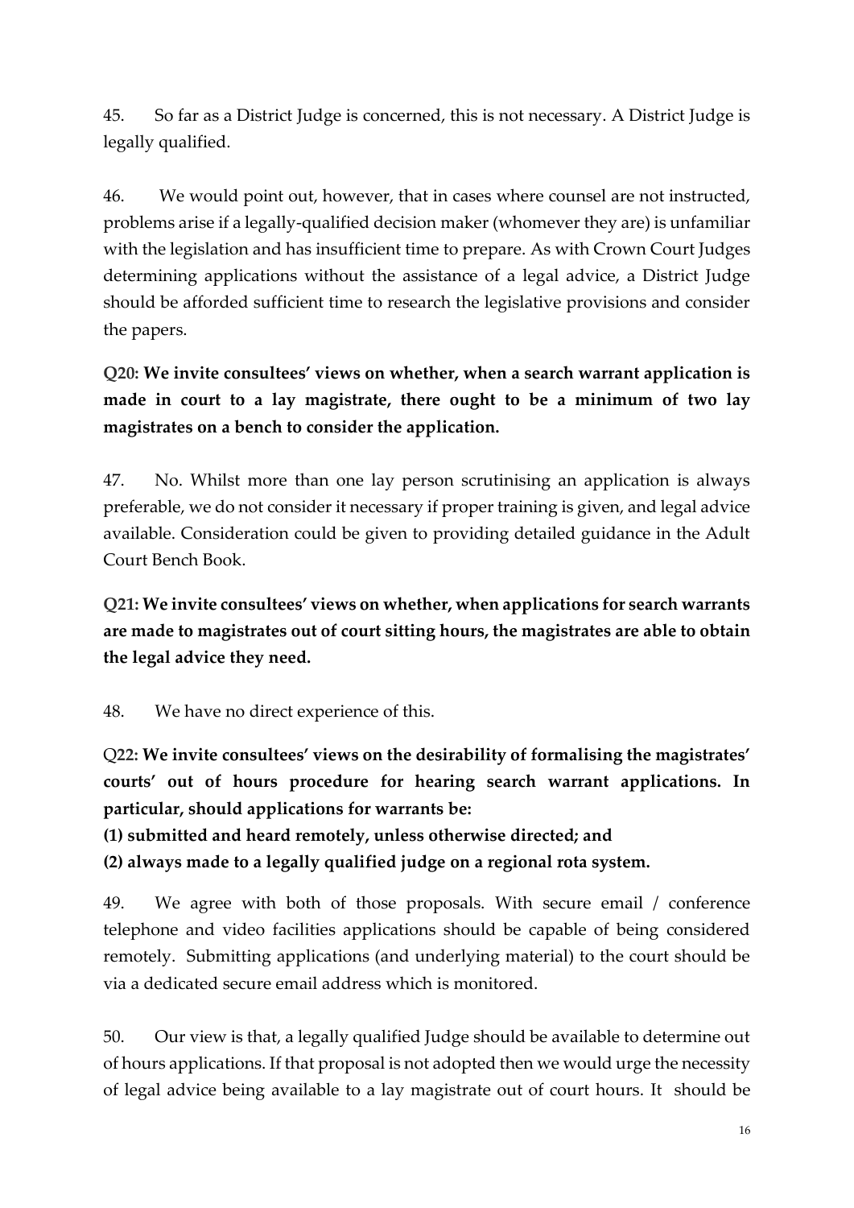45. So far as a District Judge is concerned, this is not necessary. A District Judge is legally qualified.

46. We would point out, however, that in cases where counsel are not instructed, problems arise if a legally-qualified decision maker (whomever they are) is unfamiliar with the legislation and has insufficient time to prepare. As with Crown Court Judges determining applications without the assistance of a legal advice, a District Judge should be afforded sufficient time to research the legislative provisions and consider the papers.

**Q20: We invite consultees' views on whether, when a search warrant application is made in court to a lay magistrate, there ought to be a minimum of two lay magistrates on a bench to consider the application.**

47. No. Whilst more than one lay person scrutinising an application is always preferable, we do not consider it necessary if proper training is given, and legal advice available. Consideration could be given to providing detailed guidance in the Adult Court Bench Book.

**Q21: We invite consultees' views on whether, when applications for search warrants are made to magistrates out of court sitting hours, the magistrates are able to obtain the legal advice they need.**

48. We have no direct experience of this.

**Q22: We invite consultees' views on the desirability of formalising the magistrates' courts' out of hours procedure for hearing search warrant applications. In particular, should applications for warrants be:**

**(1) submitted and heard remotely, unless otherwise directed; and**

**(2) always made to a legally qualified judge on a regional rota system.**

49. We agree with both of those proposals. With secure email / conference telephone and video facilities applications should be capable of being considered remotely. Submitting applications (and underlying material) to the court should be via a dedicated secure email address which is monitored.

50. Our view is that, a legally qualified Judge should be available to determine out of hours applications. If that proposal is not adopted then we would urge the necessity of legal advice being available to a lay magistrate out of court hours. It should be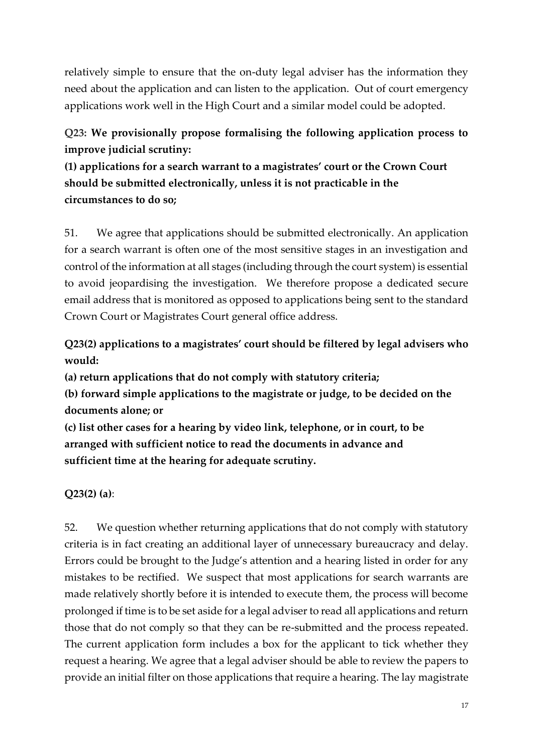relatively simple to ensure that the on-duty legal adviser has the information they need about the application and can listen to the application. Out of court emergency applications work well in the High Court and a similar model could be adopted.

**Q23: We provisionally propose formalising the following application process to improve judicial scrutiny:**

**(1) applications for a search warrant to a magistrates' court or the Crown Court should be submitted electronically, unless it is not practicable in the circumstances to do so;**

51. We agree that applications should be submitted electronically. An application for a search warrant is often one of the most sensitive stages in an investigation and control of the information at all stages (including through the court system) is essential to avoid jeopardising the investigation. We therefore propose a dedicated secure email address that is monitored as opposed to applications being sent to the standard Crown Court or Magistrates Court general office address.

**Q23(2) applications to a magistrates' court should be filtered by legal advisers who would:**

**(a) return applications that do not comply with statutory criteria;**

**(b) forward simple applications to the magistrate or judge, to be decided on the documents alone; or**

**(c) list other cases for a hearing by video link, telephone, or in court, to be arranged with sufficient notice to read the documents in advance and sufficient time at the hearing for adequate scrutiny.**

**Q23(2) (a)**:

52. We question whether returning applications that do not comply with statutory criteria is in fact creating an additional layer of unnecessary bureaucracy and delay. Errors could be brought to the Judge's attention and a hearing listed in order for any mistakes to be rectified. We suspect that most applications for search warrants are made relatively shortly before it is intended to execute them, the process will become prolonged if time is to be set aside for a legal adviser to read all applications and return those that do not comply so that they can be re-submitted and the process repeated. The current application form includes a box for the applicant to tick whether they request a hearing. We agree that a legal adviser should be able to review the papers to provide an initial filter on those applications that require a hearing. The lay magistrate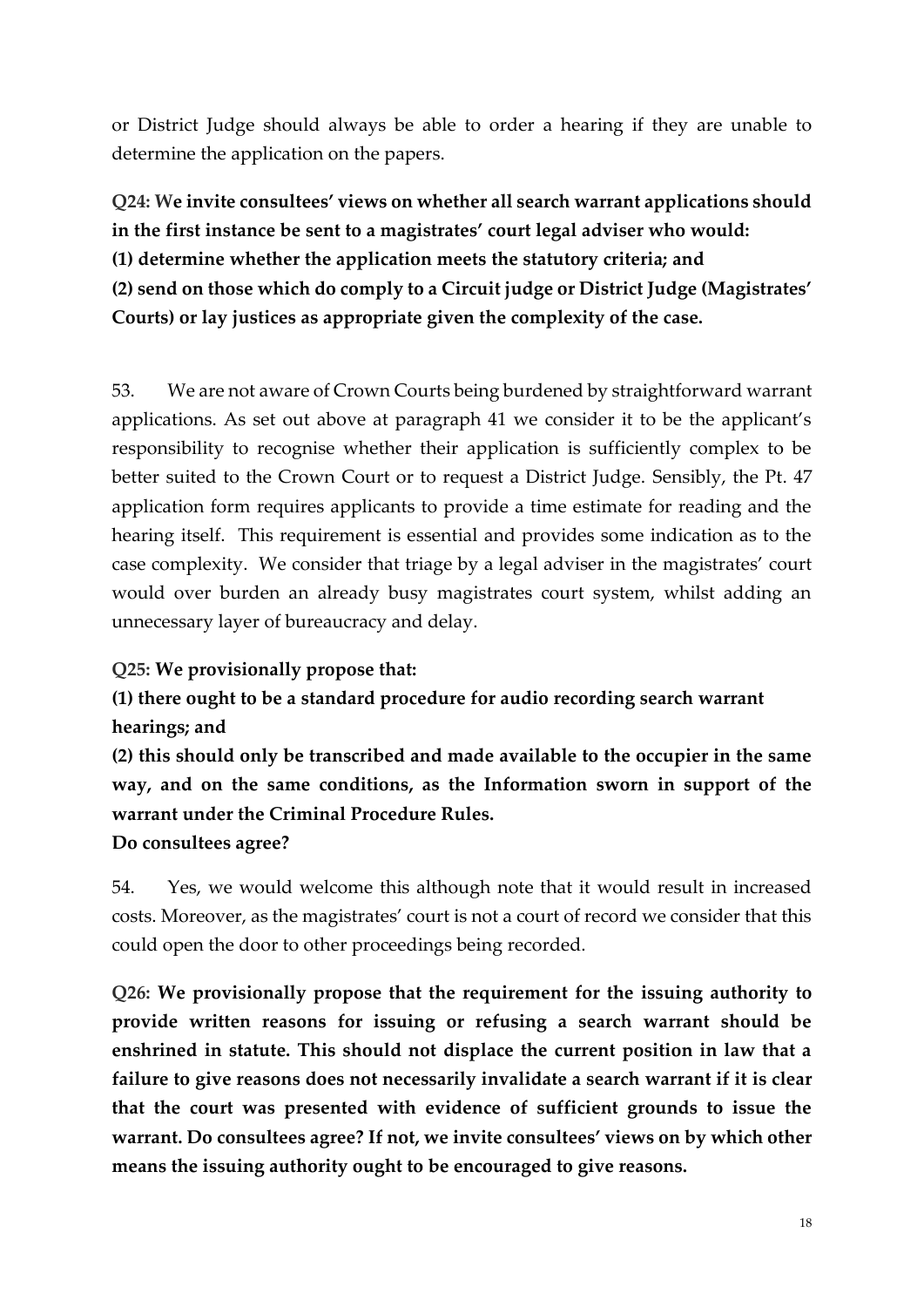or District Judge should always be able to order a hearing if they are unable to determine the application on the papers.

**Q24: We invite consultees' views on whether all search warrant applications should in the first instance be sent to a magistrates' court legal adviser who would:**
**(1) determine whether the application meets the statutory criteria; and**
**(2) send on those which do comply to a Circuit judge or District Judge (Magistrates' Courts) or lay justices as appropriate given the complexity of the case.**

53. We are not aware of Crown Courts being burdened by straightforward warrant applications. As set out above at paragraph 41 we consider it to be the applicant's responsibility to recognise whether their application is sufficiently complex to be better suited to the Crown Court or to request a District Judge. Sensibly, the Pt. 47 application form requires applicants to provide a time estimate for reading and the hearing itself. This requirement is essential and provides some indication as to the case complexity. We consider that triage by a legal adviser in the magistrates' court would over burden an already busy magistrates court system, whilst adding an unnecessary layer of bureaucracy and delay.

**Q25: We provisionally propose that:**
**(1) there ought to be a standard procedure for audio recording search warrant hearings; and**
**(2) this should only be transcribed and made available to the occupier in the same way, and on the same conditions, as the Information sworn in support of the warrant under the Criminal Procedure Rules.**
**Do consultees agree?**

54. Yes, we would welcome this although note that it would result in increased costs. Moreover, as the magistrates' court is not a court of record we consider that this could open the door to other proceedings being recorded.

**Q26: We provisionally propose that the requirement for the issuing authority to provide written reasons for issuing or refusing a search warrant should be enshrined in statute. This should not displace the current position in law that a failure to give reasons does not necessarily invalidate a search warrant if it is clear that the court was presented with evidence of sufficient grounds to issue the warrant. Do consultees agree? If not, we invite consultees' views on by which other means the issuing authority ought to be encouraged to give reasons.**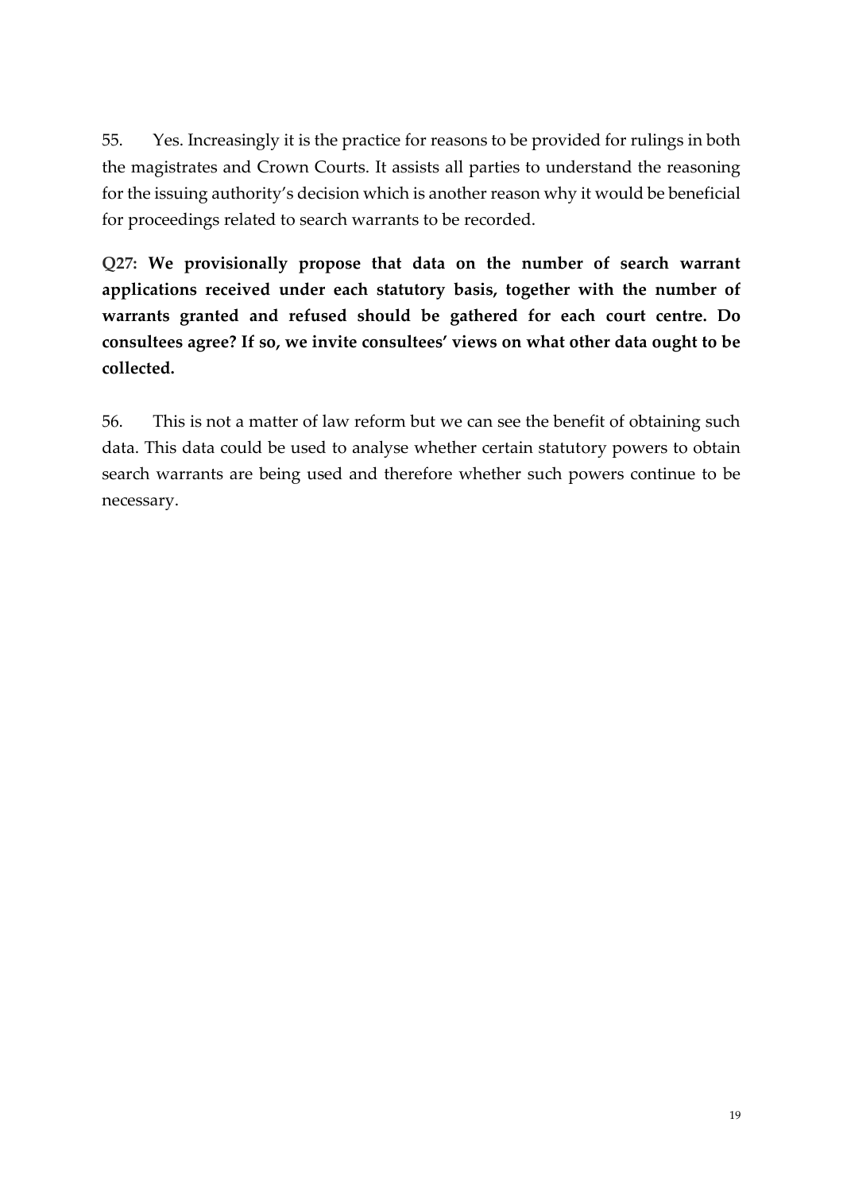55. Yes. Increasingly it is the practice for reasons to be provided for rulings in both the magistrates and Crown Courts. It assists all parties to understand the reasoning for the issuing authority's decision which is another reason why it would be beneficial for proceedings related to search warrants to be recorded.

**Q27: We provisionally propose that data on the number of search warrant applications received under each statutory basis, together with the number of warrants granted and refused should be gathered for each court centre. Do consultees agree? If so, we invite consultees' views on what other data ought to be collected.**

56. This is not a matter of law reform but we can see the benefit of obtaining such data. This data could be used to analyse whether certain statutory powers to obtain search warrants are being used and therefore whether such powers continue to be necessary.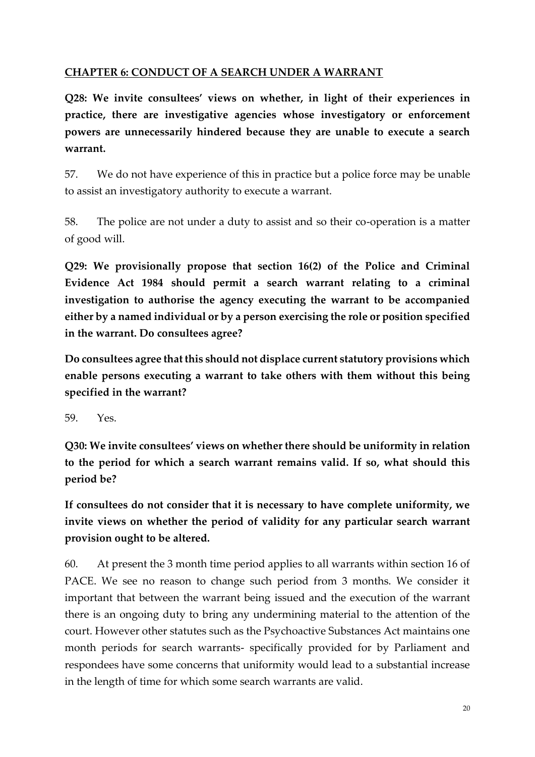## CHAPTER 6: CONDUCT OF A SEARCH UNDER A WARRANT

**Q28: We invite consultees' views on whether, in light of their experiences in practice, there are investigative agencies whose investigatory or enforcement powers are unnecessarily hindered because they are unable to execute a search warrant.**

57. We do not have experience of this in practice but a police force may be unable to assist an investigatory authority to execute a warrant.

58. The police are not under a duty to assist and so their co-operation is a matter of good will.

**Q29: We provisionally propose that section 16(2) of the Police and Criminal Evidence Act 1984 should permit a search warrant relating to a criminal investigation to authorise the agency executing the warrant to be accompanied either by a named individual or by a person exercising the role or position specified in the warrant. Do consultees agree?**

**Do consultees agree that this should not displace current statutory provisions which enable persons executing a warrant to take others with them without this being specified in the warrant?**

59. Yes.

**Q30: We invite consultees' views on whether there should be uniformity in relation to the period for which a search warrant remains valid. If so, what should this period be?**

**If consultees do not consider that it is necessary to have complete uniformity, we invite views on whether the period of validity for any particular search warrant provision ought to be altered.**

60. At present the 3 month time period applies to all warrants within section 16 of PACE. We see no reason to change such period from 3 months. We consider it important that between the warrant being issued and the execution of the warrant there is an ongoing duty to bring any undermining material to the attention of the court. However other statutes such as the Psychoactive Substances Act maintains one month periods for search warrants- specifically provided for by Parliament and respondees have some concerns that uniformity would lead to a substantial increase in the length of time for which some search warrants are valid.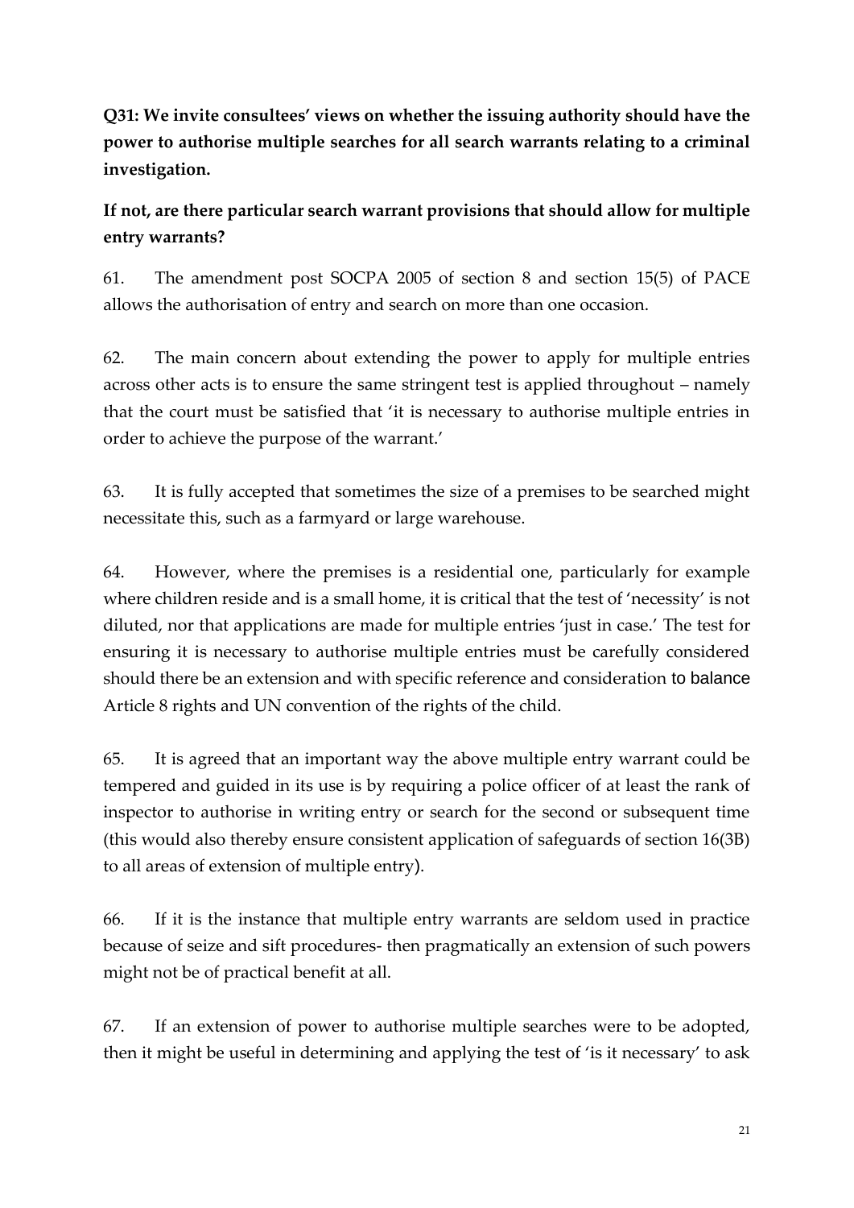**Q31: We invite consultees' views on whether the issuing authority should have the power to authorise multiple searches for all search warrants relating to a criminal investigation.**

**If not, are there particular search warrant provisions that should allow for multiple entry warrants?**

61. The amendment post SOCPA 2005 of section 8 and section 15(5) of PACE allows the authorisation of entry and search on more than one occasion.

62. The main concern about extending the power to apply for multiple entries across other acts is to ensure the same stringent test is applied throughout – namely that the court must be satisfied that 'it is necessary to authorise multiple entries in order to achieve the purpose of the warrant.'

63. It is fully accepted that sometimes the size of a premises to be searched might necessitate this, such as a farmyard or large warehouse.

64. However, where the premises is a residential one, particularly for example where children reside and is a small home, it is critical that the test of 'necessity' is not diluted, nor that applications are made for multiple entries 'just in case.' The test for ensuring it is necessary to authorise multiple entries must be carefully considered should there be an extension and with specific reference and consideration to balance Article 8 rights and UN convention of the rights of the child.

65. It is agreed that an important way the above multiple entry warrant could be tempered and guided in its use is by requiring a police officer of at least the rank of inspector to authorise in writing entry or search for the second or subsequent time (this would also thereby ensure consistent application of safeguards of section 16(3B) to all areas of extension of multiple entry).

66. If it is the instance that multiple entry warrants are seldom used in practice because of seize and sift procedures- then pragmatically an extension of such powers might not be of practical benefit at all.

67. If an extension of power to authorise multiple searches were to be adopted, then it might be useful in determining and applying the test of 'is it necessary' to ask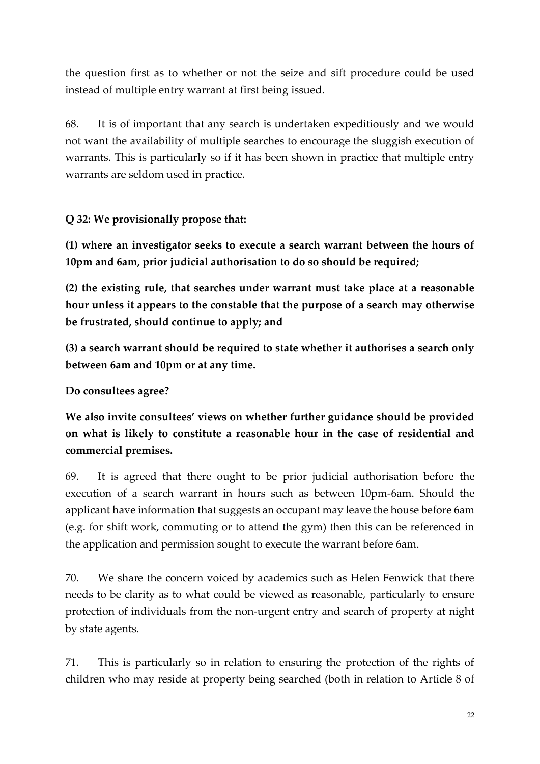the question first as to whether or not the seize and sift procedure could be used instead of multiple entry warrant at first being issued.

68. It is of important that any search is undertaken expeditiously and we would not want the availability of multiple searches to encourage the sluggish execution of warrants. This is particularly so if it has been shown in practice that multiple entry warrants are seldom used in practice.

**Q 32: We provisionally propose that:**

**(1) where an investigator seeks to execute a search warrant between the hours of 10pm and 6am, prior judicial authorisation to do so should be required;**

**(2) the existing rule, that searches under warrant must take place at a reasonable hour unless it appears to the constable that the purpose of a search may otherwise be frustrated, should continue to apply; and**

**(3) a search warrant should be required to state whether it authorises a search only between 6am and 10pm or at any time.**

**Do consultees agree?**

**We also invite consultees' views on whether further guidance should be provided on what is likely to constitute a reasonable hour in the case of residential and commercial premises.**

69. It is agreed that there ought to be prior judicial authorisation before the execution of a search warrant in hours such as between 10pm-6am. Should the applicant have information that suggests an occupant may leave the house before 6am (e.g. for shift work, commuting or to attend the gym) then this can be referenced in the application and permission sought to execute the warrant before 6am.

70. We share the concern voiced by academics such as Helen Fenwick that there needs to be clarity as to what could be viewed as reasonable, particularly to ensure protection of individuals from the non-urgent entry and search of property at night by state agents.

71. This is particularly so in relation to ensuring the protection of the rights of children who may reside at property being searched (both in relation to Article 8 of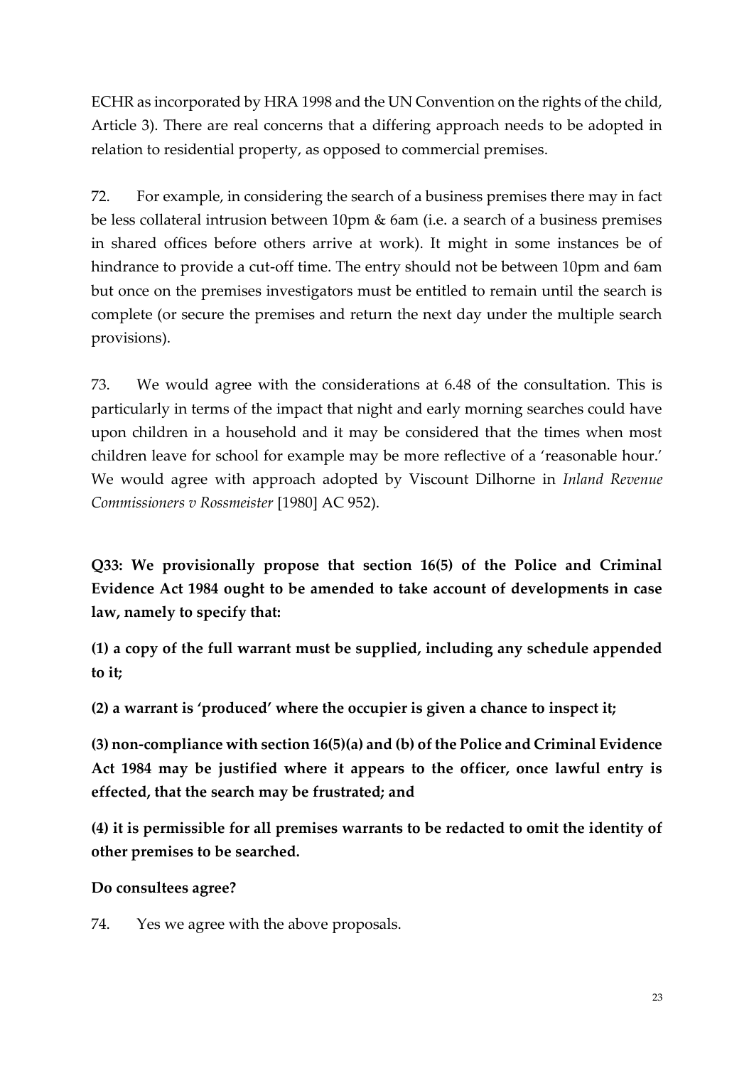ECHR as incorporated by HRA 1998 and the UN Convention on the rights of the child, Article 3). There are real concerns that a differing approach needs to be adopted in relation to residential property, as opposed to commercial premises.

72. For example, in considering the search of a business premises there may in fact be less collateral intrusion between 10pm & 6am (i.e. a search of a business premises in shared offices before others arrive at work). It might in some instances be of hindrance to provide a cut-off time. The entry should not be between 10pm and 6am but once on the premises investigators must be entitled to remain until the search is complete (or secure the premises and return the next day under the multiple search provisions).

73. We would agree with the considerations at 6.48 of the consultation. This is particularly in terms of the impact that night and early morning searches could have upon children in a household and it may be considered that the times when most children leave for school for example may be more reflective of a 'reasonable hour.' We would agree with approach adopted by Viscount Dilhorne in *Inland Revenue Commissioners v Rossmeister* [1980] AC 952).

**Q33: We provisionally propose that section 16(5) of the Police and Criminal Evidence Act 1984 ought to be amended to take account of developments in case law, namely to specify that:**

**(1) a copy of the full warrant must be supplied, including any schedule appended to it;**

**(2) a warrant is 'produced' where the occupier is given a chance to inspect it;**

**(3) non-compliance with section 16(5)(a) and (b) of the Police and Criminal Evidence Act 1984 may be justified where it appears to the officer, once lawful entry is effected, that the search may be frustrated; and**

**(4) it is permissible for all premises warrants to be redacted to omit the identity of other premises to be searched.**

**Do consultees agree?**

74. Yes we agree with the above proposals.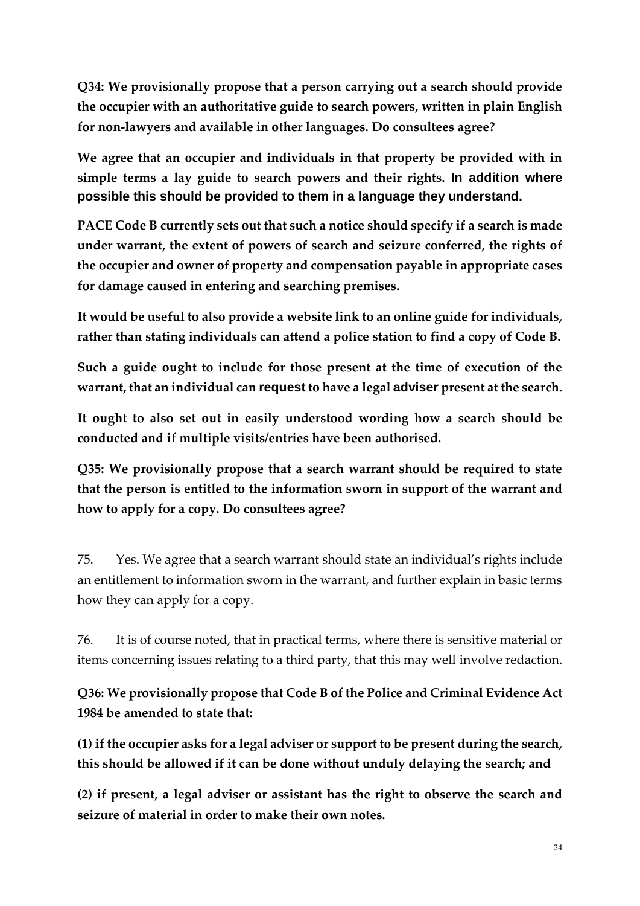**Q34: We provisionally propose that a person carrying out a search should provide the occupier with an authoritative guide to search powers, written in plain English for non-lawyers and available in other languages. Do consultees agree?**

**We agree that an occupier and individuals in that property be provided with in simple terms a lay guide to search powers and their rights. In addition where possible this should be provided to them in a language they understand.**

**PACE Code B currently sets out that such a notice should specify if a search is made under warrant, the extent of powers of search and seizure conferred, the rights of the occupier and owner of property and compensation payable in appropriate cases for damage caused in entering and searching premises.**

**It would be useful to also provide a website link to an online guide for individuals, rather than stating individuals can attend a police station to find a copy of Code B.**

**Such a guide ought to include for those present at the time of execution of the warrant, that an individual can request to have a legal adviser present at the search.**

**It ought to also set out in easily understood wording how a search should be conducted and if multiple visits/entries have been authorised.**

**Q35: We provisionally propose that a search warrant should be required to state that the person is entitled to the information sworn in support of the warrant and how to apply for a copy. Do consultees agree?**

75. Yes. We agree that a search warrant should state an individual's rights include an entitlement to information sworn in the warrant, and further explain in basic terms how they can apply for a copy.

76. It is of course noted, that in practical terms, where there is sensitive material or items concerning issues relating to a third party, that this may well involve redaction.

**Q36: We provisionally propose that Code B of the Police and Criminal Evidence Act 1984 be amended to state that:**

**(1) if the occupier asks for a legal adviser or support to be present during the search, this should be allowed if it can be done without unduly delaying the search; and**

**(2) if present, a legal adviser or assistant has the right to observe the search and seizure of material in order to make their own notes.**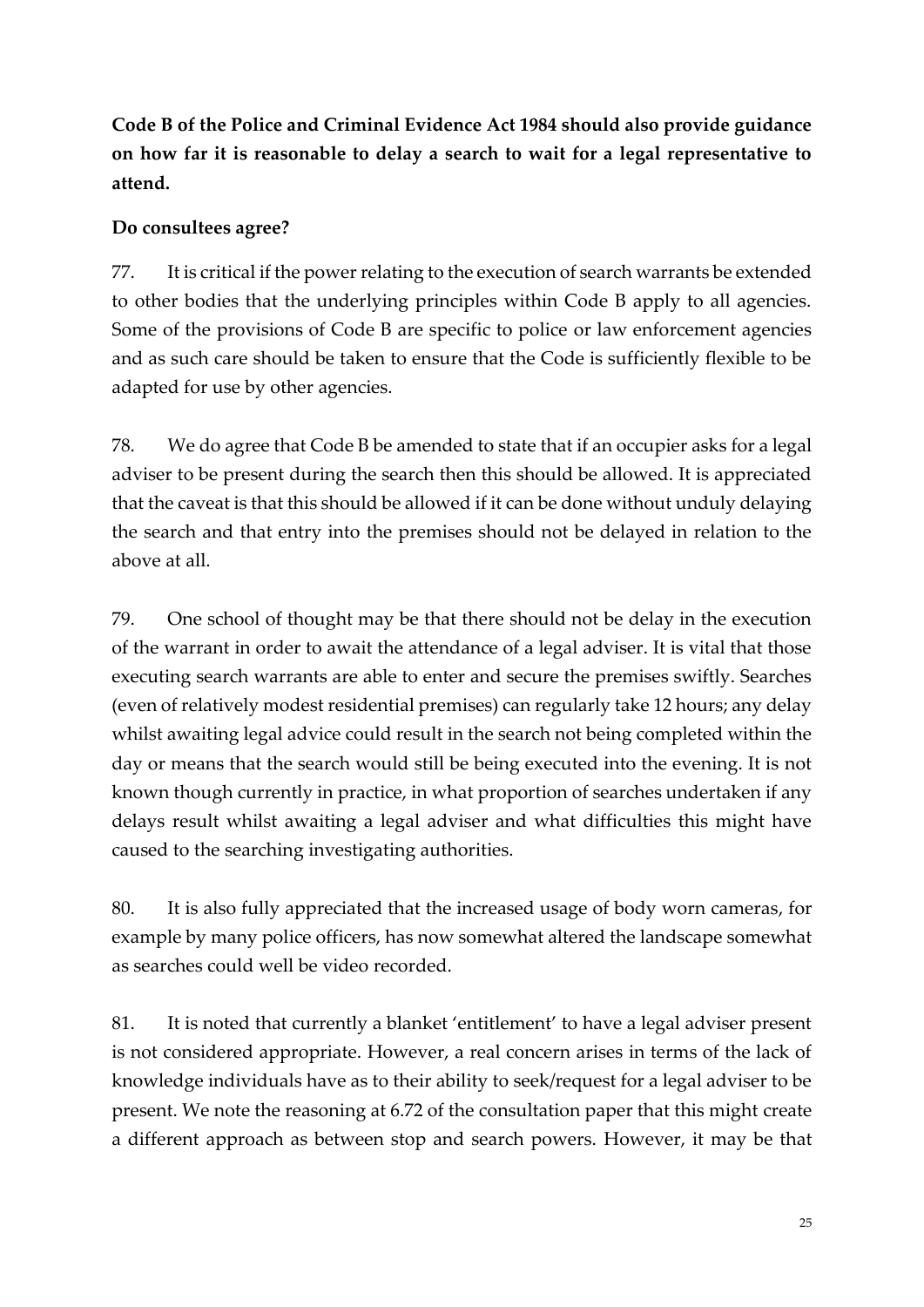**Code B of the Police and Criminal Evidence Act 1984 should also provide guidance on how far it is reasonable to delay a search to wait for a legal representative to attend.**

**Do consultees agree?**

77. It is critical if the power relating to the execution of search warrants be extended to other bodies that the underlying principles within Code B apply to all agencies. Some of the provisions of Code B are specific to police or law enforcement agencies and as such care should be taken to ensure that the Code is sufficiently flexible to be adapted for use by other agencies.

78. We do agree that Code B be amended to state that if an occupier asks for a legal adviser to be present during the search then this should be allowed. It is appreciated that the caveat is that this should be allowed if it can be done without unduly delaying the search and that entry into the premises should not be delayed in relation to the above at all.

79. One school of thought may be that there should not be delay in the execution of the warrant in order to await the attendance of a legal adviser. It is vital that those executing search warrants are able to enter and secure the premises swiftly. Searches (even of relatively modest residential premises) can regularly take 12 hours; any delay whilst awaiting legal advice could result in the search not being completed within the day or means that the search would still be being executed into the evening. It is not known though currently in practice, in what proportion of searches undertaken if any delays result whilst awaiting a legal adviser and what difficulties this might have caused to the searching investigating authorities.

80. It is also fully appreciated that the increased usage of body worn cameras, for example by many police officers, has now somewhat altered the landscape somewhat as searches could well be video recorded.

81. It is noted that currently a blanket 'entitlement' to have a legal adviser present is not considered appropriate. However, a real concern arises in terms of the lack of knowledge individuals have as to their ability to seek/request for a legal adviser to be present. We note the reasoning at 6.72 of the consultation paper that this might create a different approach as between stop and search powers. However, it may be that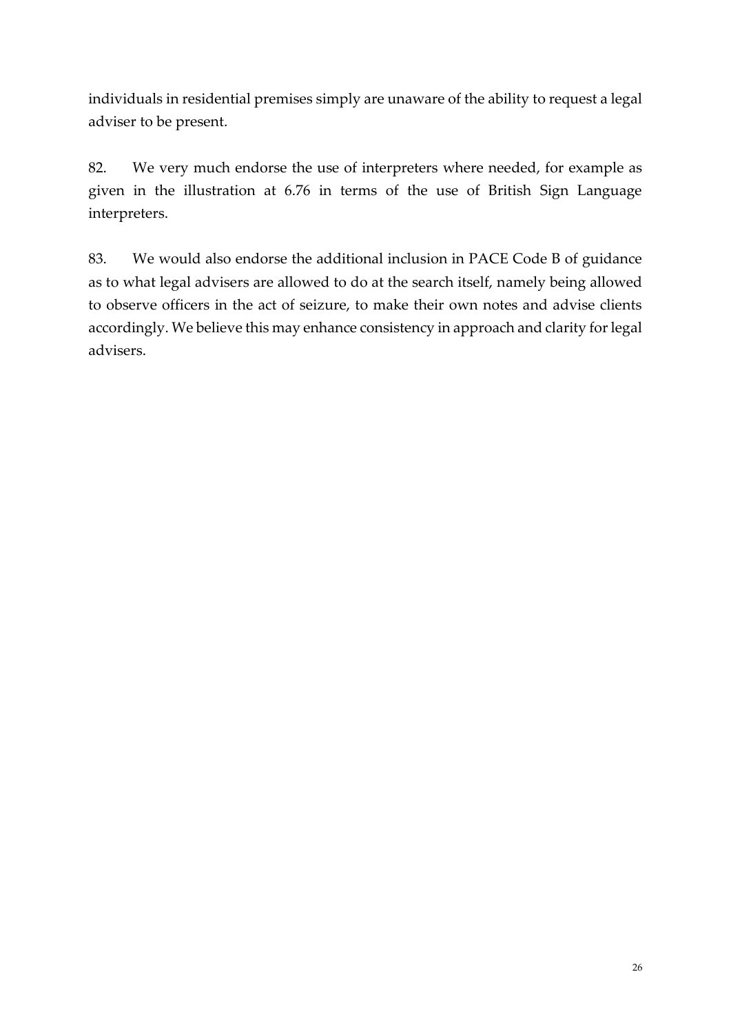individuals in residential premises simply are unaware of the ability to request a legal adviser to be present.

82. We very much endorse the use of interpreters where needed, for example as given in the illustration at 6.76 in terms of the use of British Sign Language interpreters.

83. We would also endorse the additional inclusion in PACE Code B of guidance as to what legal advisers are allowed to do at the search itself, namely being allowed to observe officers in the act of seizure, to make their own notes and advise clients accordingly. We believe this may enhance consistency in approach and clarity for legal advisers.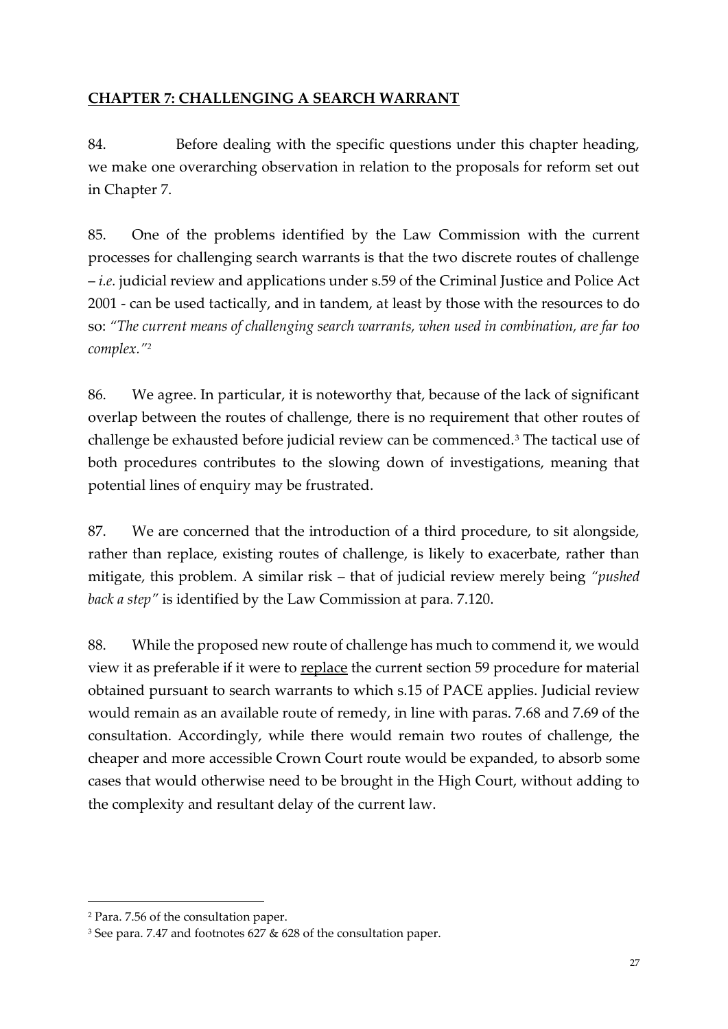## CHAPTER 7: CHALLENGING A SEARCH WARRANT

84. Before dealing with the specific questions under this chapter heading, we make one overarching observation in relation to the proposals for reform set out in Chapter 7.

85. One of the problems identified by the Law Commission with the current processes for challenging search warrants is that the two discrete routes of challenge – *i.e.* judicial review and applications under s.59 of the Criminal Justice and Police Act 2001 - can be used tactically, and in tandem, at least by those with the resources to do so: *"The current means of challenging search warrants, when used in combination, are far too complex."*[2]

86. We agree. In particular, it is noteworthy that, because of the lack of significant overlap between the routes of challenge, there is no requirement that other routes of challenge be exhausted before judicial review can be commenced.[3] The tactical use of both procedures contributes to the slowing down of investigations, meaning that potential lines of enquiry may be frustrated.

87. We are concerned that the introduction of a third procedure, to sit alongside, rather than replace, existing routes of challenge, is likely to exacerbate, rather than mitigate, this problem. A similar risk – that of judicial review merely being *"pushed back a step"* is identified by the Law Commission at para. 7.120.

88. While the proposed new route of challenge has much to commend it, we would view it as preferable if it were to replace the current section 59 procedure for material obtained pursuant to search warrants to which s.15 of PACE applies. Judicial review would remain as an available route of remedy, in line with paras. 7.68 and 7.69 of the consultation. Accordingly, while there would remain two routes of challenge, the cheaper and more accessible Crown Court route would be expanded, to absorb some cases that would otherwise need to be brought in the High Court, without adding to the complexity and resultant delay of the current law.

---

[2] Para. 7.56 of the consultation paper.

[3] See para. 7.47 and footnotes 627 & 628 of the consultation paper.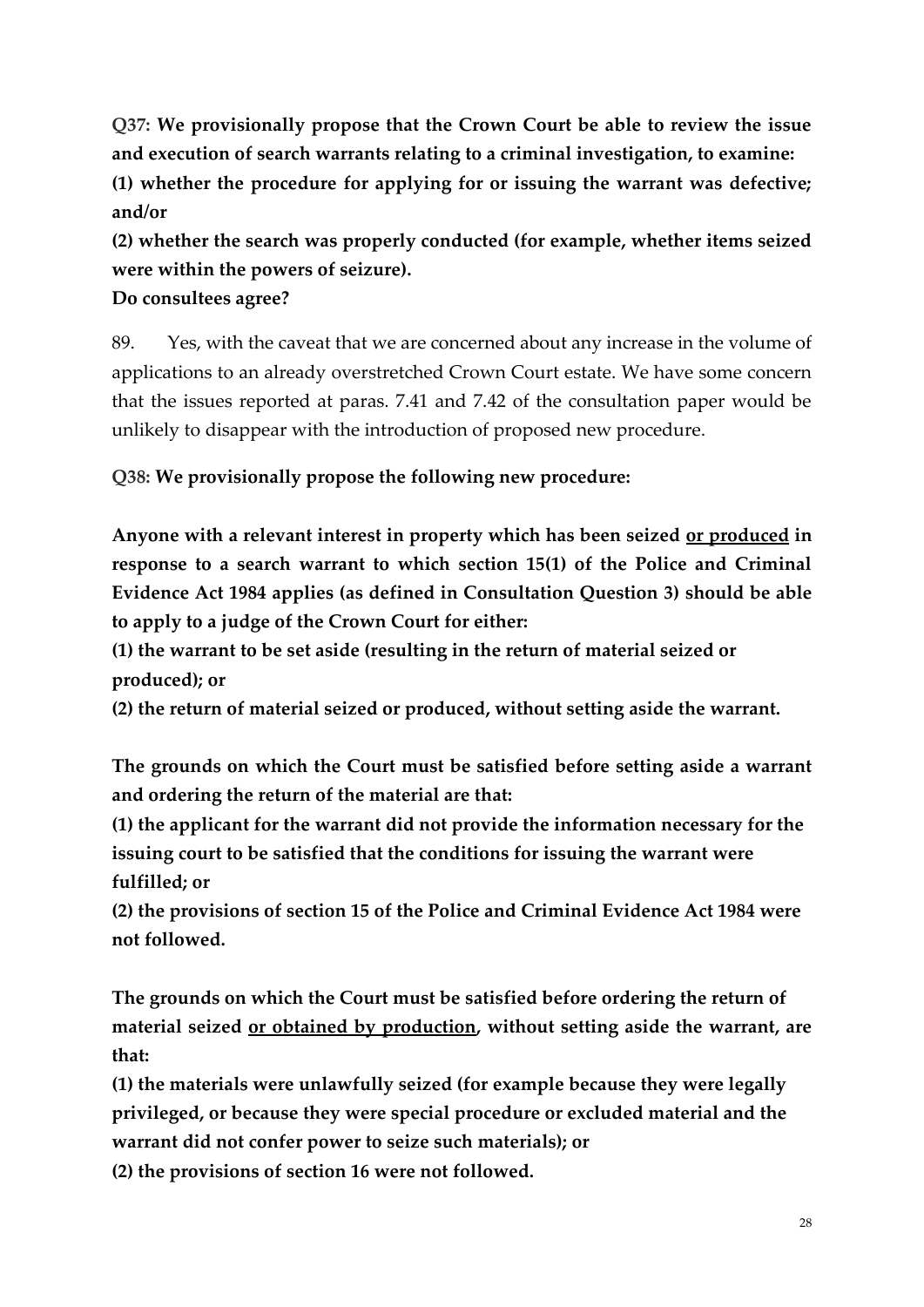**Q37: We provisionally propose that the Crown Court be able to review the issue and execution of search warrants relating to a criminal investigation, to examine:**

**(1) whether the procedure for applying for or issuing the warrant was defective; and/or**

**(2) whether the search was properly conducted (for example, whether items seized were within the powers of seizure).**

**Do consultees agree?**

89. Yes, with the caveat that we are concerned about any increase in the volume of applications to an already overstretched Crown Court estate. We have some concern that the issues reported at paras. 7.41 and 7.42 of the consultation paper would be unlikely to disappear with the introduction of proposed new procedure.

**Q38: We provisionally propose the following new procedure:**

**Anyone with a relevant interest in property which has been seized <u>or produced</u> in response to a search warrant to which section 15(1) of the Police and Criminal Evidence Act 1984 applies (as defined in Consultation Question 3) should be able to apply to a judge of the Crown Court for either:**

**(1) the warrant to be set aside (resulting in the return of material seized or produced); or**

**(2) the return of material seized or produced, without setting aside the warrant.**

**The grounds on which the Court must be satisfied before setting aside a warrant and ordering the return of the material are that:**

**(1) the applicant for the warrant did not provide the information necessary for the issuing court to be satisfied that the conditions for issuing the warrant were fulfilled; or**

**(2) the provisions of section 15 of the Police and Criminal Evidence Act 1984 were not followed.**

**The grounds on which the Court must be satisfied before ordering the return of material seized <u>or obtained by production</u>, without setting aside the warrant, are that:**

**(1) the materials were unlawfully seized (for example because they were legally privileged, or because they were special procedure or excluded material and the warrant did not confer power to seize such materials); or**

**(2) the provisions of section 16 were not followed.**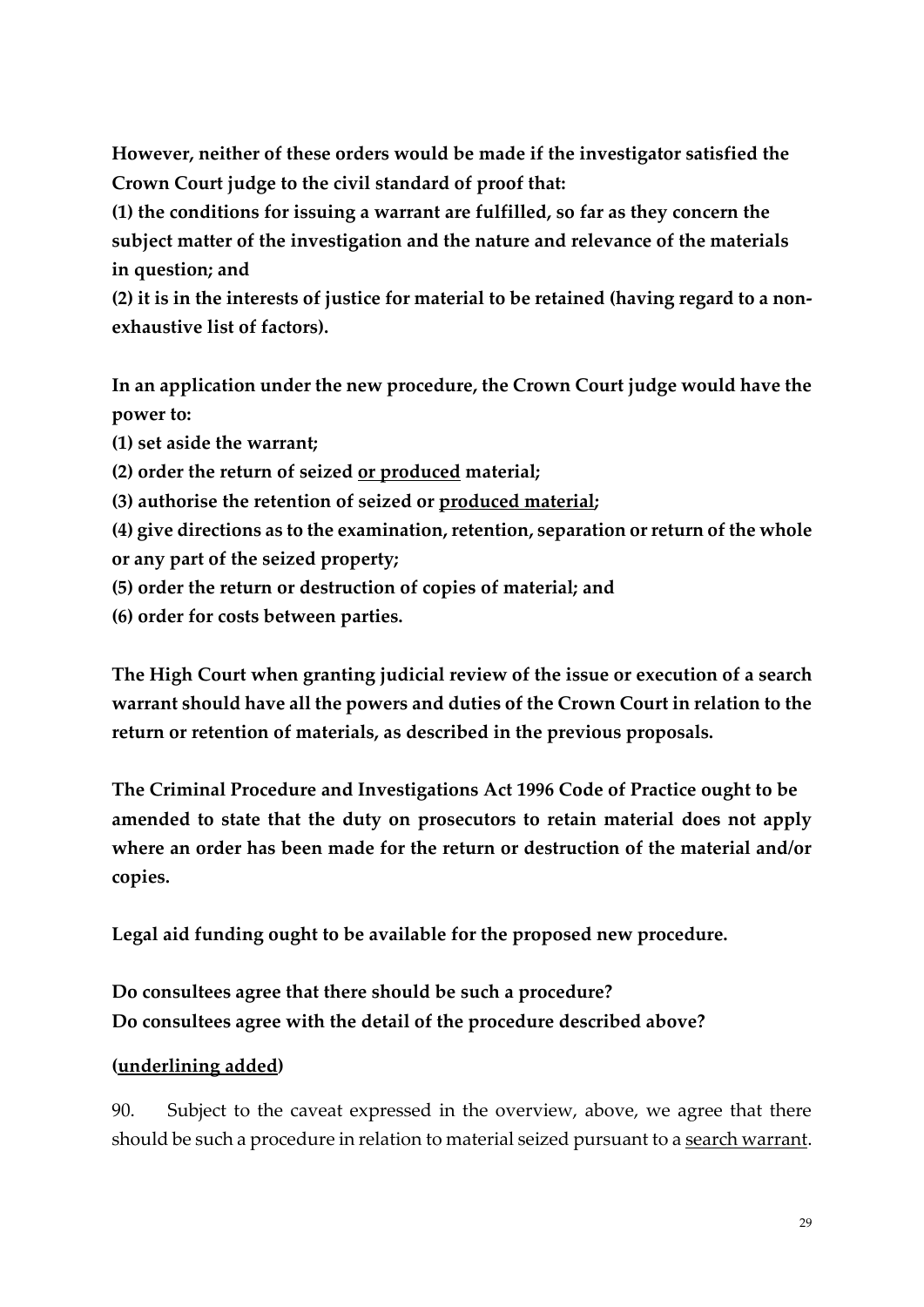**However, neither of these orders would be made if the investigator satisfied the Crown Court judge to the civil standard of proof that:**

**(1) the conditions for issuing a warrant are fulfilled, so far as they concern the subject matter of the investigation and the nature and relevance of the materials in question; and**

**(2) it is in the interests of justice for material to be retained (having regard to a non-exhaustive list of factors).**

**In an application under the new procedure, the Crown Court judge would have the power to:**

**(1) set aside the warrant;**

**(2) order the return of seized <u>or produced</u> material;**

**(3) authorise the retention of seized or <u>produced material</u>;**

**(4) give directions as to the examination, retention, separation or return of the whole or any part of the seized property;**

**(5) order the return or destruction of copies of material; and**

**(6) order for costs between parties.**

**The High Court when granting judicial review of the issue or execution of a search warrant should have all the powers and duties of the Crown Court in relation to the return or retention of materials, as described in the previous proposals.**

**The Criminal Procedure and Investigations Act 1996 Code of Practice ought to be amended to state that the duty on prosecutors to retain material does not apply where an order has been made for the return or destruction of the material and/or copies.**

**Legal aid funding ought to be available for the proposed new procedure.**

**Do consultees agree that there should be such a procedure?**
**Do consultees agree with the detail of the procedure described above?**

**(<u>underlining added</u>)**

90. Subject to the caveat expressed in the overview, above, we agree that there should be such a procedure in relation to material seized pursuant to a <u>search warrant</u>.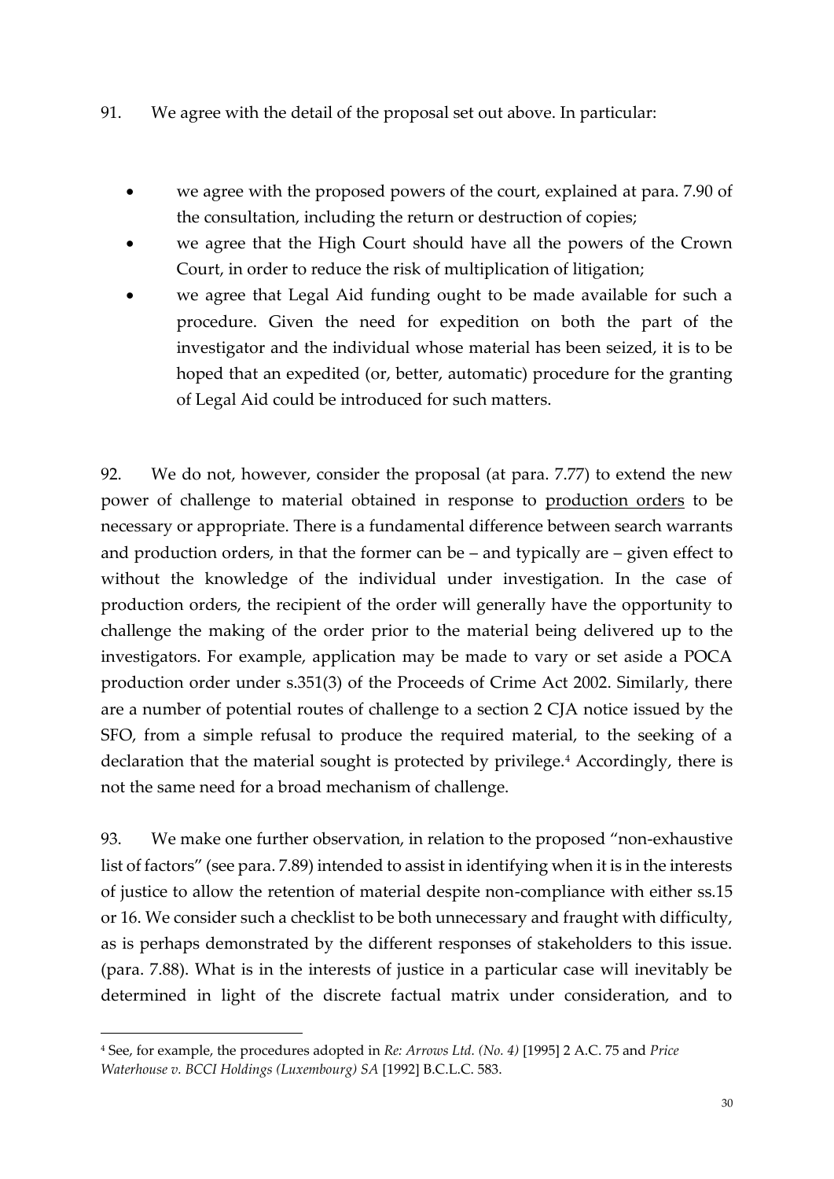91. We agree with the detail of the proposal set out above. In particular:

- we agree with the proposed powers of the court, explained at para. 7.90 of the consultation, including the return or destruction of copies;
- we agree that the High Court should have all the powers of the Crown Court, in order to reduce the risk of multiplication of litigation;
- we agree that Legal Aid funding ought to be made available for such a procedure. Given the need for expedition on both the part of the investigator and the individual whose material has been seized, it is to be hoped that an expedited (or, better, automatic) procedure for the granting of Legal Aid could be introduced for such matters.

92. We do not, however, consider the proposal (at para. 7.77) to extend the new power of challenge to material obtained in response to <u>production orders</u> to be necessary or appropriate. There is a fundamental difference between search warrants and production orders, in that the former can be – and typically are – given effect to without the knowledge of the individual under investigation. In the case of production orders, the recipient of the order will generally have the opportunity to challenge the making of the order prior to the material being delivered up to the investigators. For example, application may be made to vary or set aside a POCA production order under s.351(3) of the Proceeds of Crime Act 2002. Similarly, there are a number of potential routes of challenge to a section 2 CJA notice issued by the SFO, from a simple refusal to produce the required material, to the seeking of a declaration that the material sought is protected by privilege.[4] Accordingly, there is not the same need for a broad mechanism of challenge.

93. We make one further observation, in relation to the proposed "non-exhaustive list of factors" (see para. 7.89) intended to assist in identifying when it is in the interests of justice to allow the retention of material despite non-compliance with either ss.15 or 16. We consider such a checklist to be both unnecessary and fraught with difficulty, as is perhaps demonstrated by the different responses of stakeholders to this issue. (para. 7.88). What is in the interests of justice in a particular case will inevitably be determined in light of the discrete factual matrix under consideration, and to

---

[4] See, for example, the procedures adopted in *Re: Arrows Ltd. (No. 4)* [1995] 2 A.C. 75 and *Price Waterhouse v. BCCI Holdings (Luxembourg) SA* [1992] B.C.L.C. 583.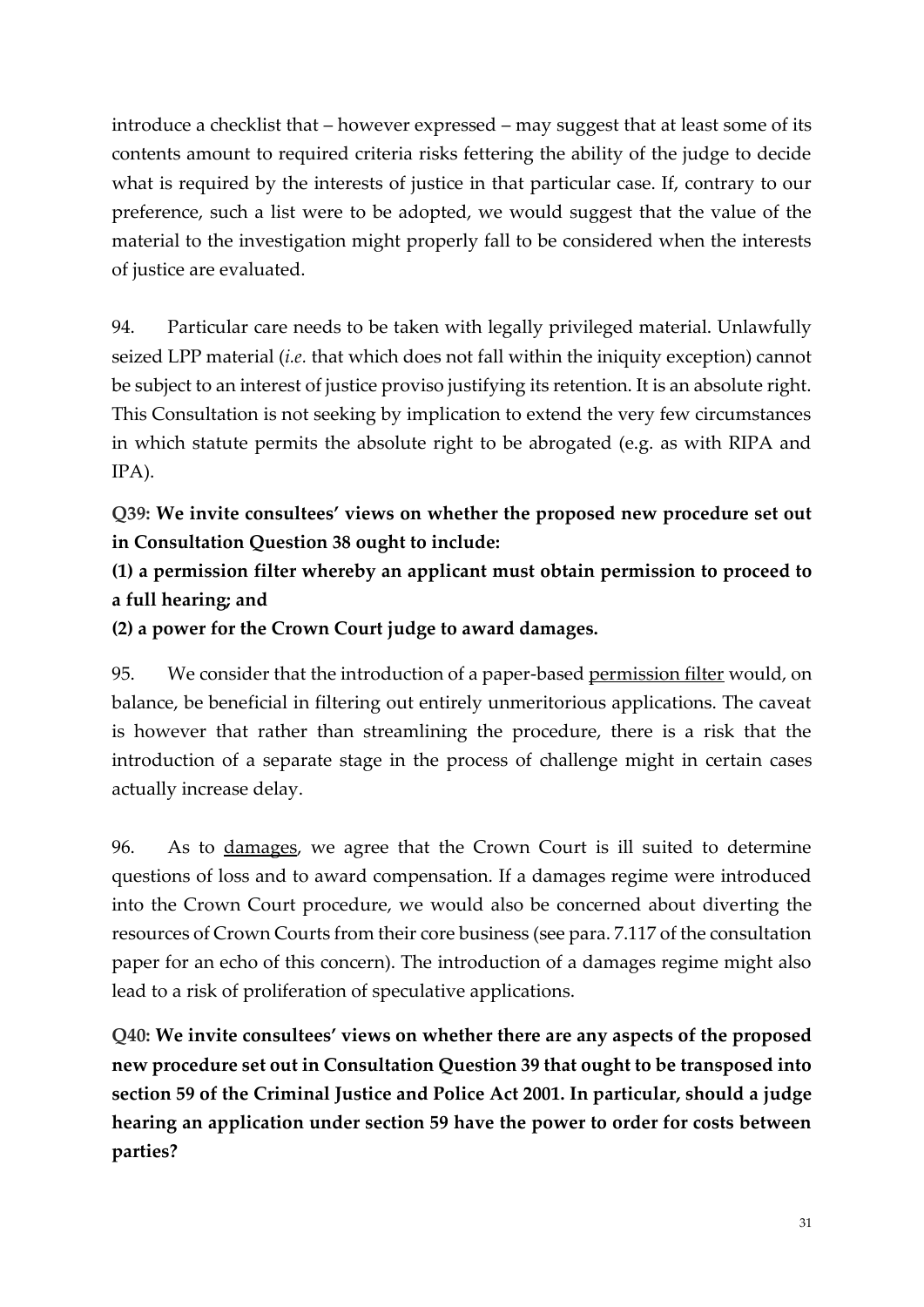introduce a checklist that – however expressed – may suggest that at least some of its contents amount to required criteria risks fettering the ability of the judge to decide what is required by the interests of justice in that particular case. If, contrary to our preference, such a list were to be adopted, we would suggest that the value of the material to the investigation might properly fall to be considered when the interests of justice are evaluated.

94. Particular care needs to be taken with legally privileged material. Unlawfully seized LPP material (*i.e.* that which does not fall within the iniquity exception) cannot be subject to an interest of justice proviso justifying its retention. It is an absolute right. This Consultation is not seeking by implication to extend the very few circumstances in which statute permits the absolute right to be abrogated (e.g. as with RIPA and IPA).

**Q39: We invite consultees' views on whether the proposed new procedure set out in Consultation Question 38 ought to include:**

**(1) a permission filter whereby an applicant must obtain permission to proceed to a full hearing; and**

**(2) a power for the Crown Court judge to award damages.**

95. We consider that the introduction of a paper-based <u>permission filter</u> would, on balance, be beneficial in filtering out entirely unmeritorious applications. The caveat is however that rather than streamlining the procedure, there is a risk that the introduction of a separate stage in the process of challenge might in certain cases actually increase delay.

96. As to <u>damages</u>, we agree that the Crown Court is ill suited to determine questions of loss and to award compensation. If a damages regime were introduced into the Crown Court procedure, we would also be concerned about diverting the resources of Crown Courts from their core business (see para. 7.117 of the consultation paper for an echo of this concern). The introduction of a damages regime might also lead to a risk of proliferation of speculative applications.

**Q40: We invite consultees' views on whether there are any aspects of the proposed new procedure set out in Consultation Question 39 that ought to be transposed into section 59 of the Criminal Justice and Police Act 2001. In particular, should a judge hearing an application under section 59 have the power to order for costs between parties?**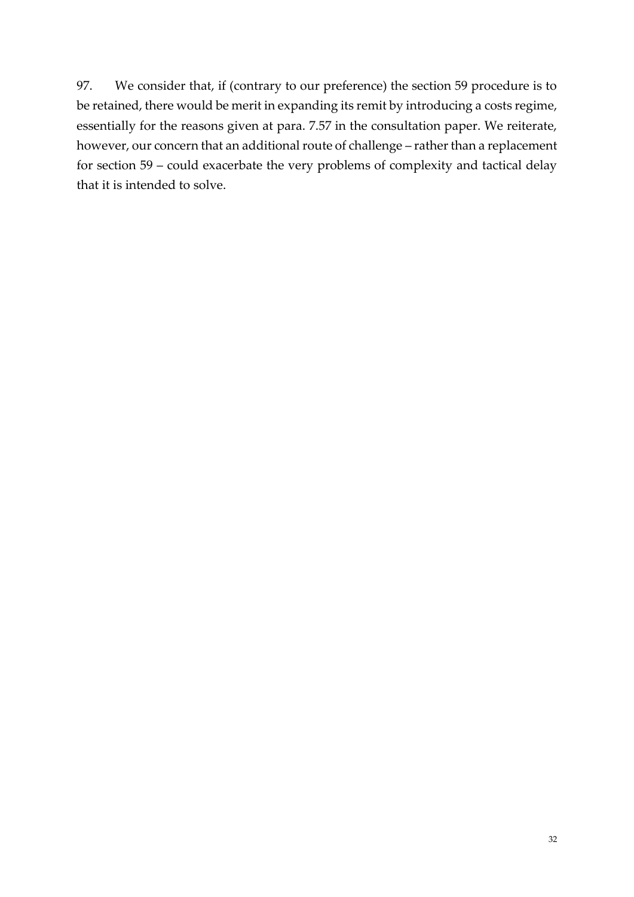97. We consider that, if (contrary to our preference) the section 59 procedure is to be retained, there would be merit in expanding its remit by introducing a costs regime, essentially for the reasons given at para. 7.57 in the consultation paper. We reiterate, however, our concern that an additional route of challenge – rather than a replacement for section 59 – could exacerbate the very problems of complexity and tactical delay that it is intended to solve.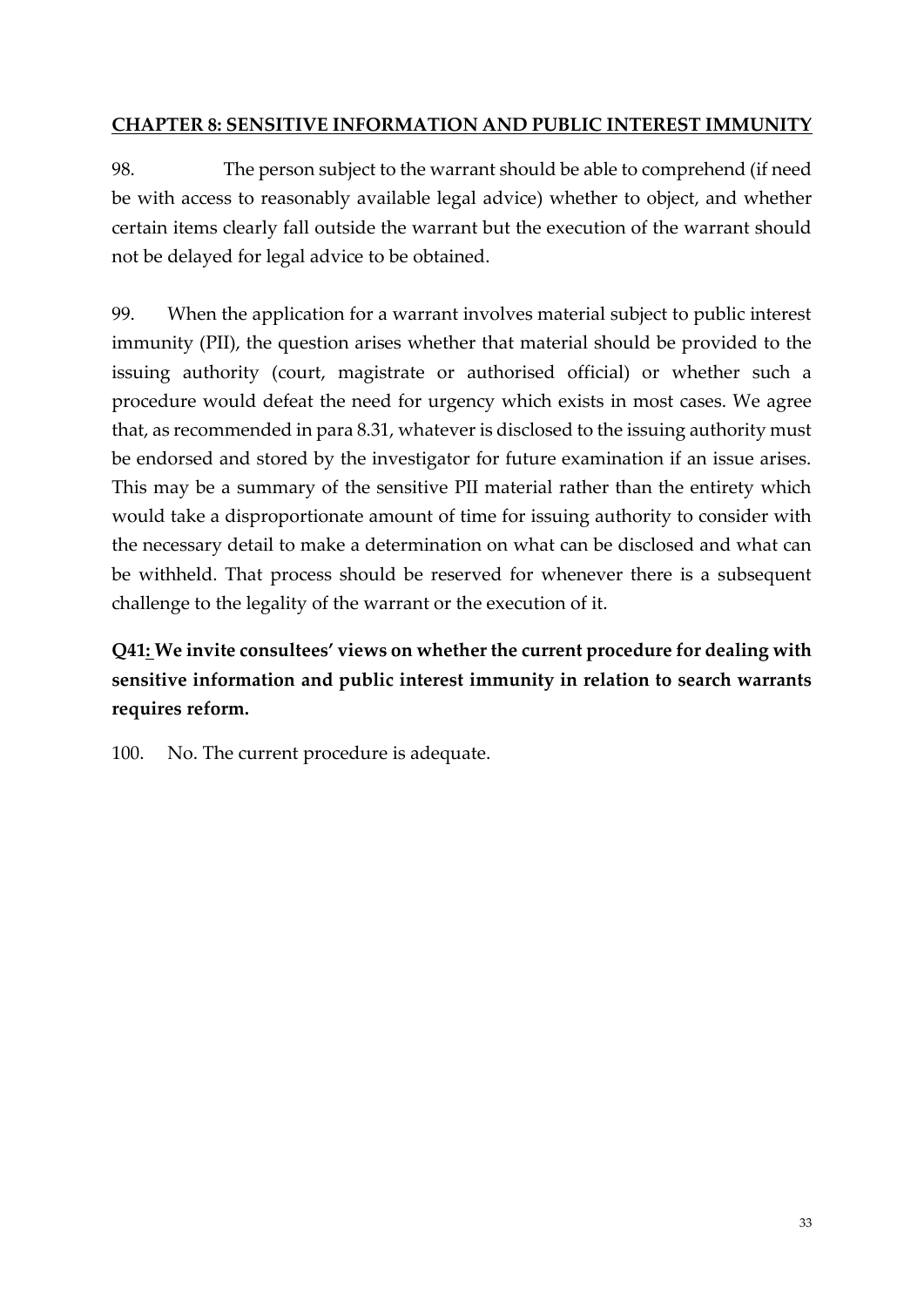## CHAPTER 8: SENSITIVE INFORMATION AND PUBLIC INTEREST IMMUNITY

98. The person subject to the warrant should be able to comprehend (if need be with access to reasonably available legal advice) whether to object, and whether certain items clearly fall outside the warrant but the execution of the warrant should not be delayed for legal advice to be obtained.

99. When the application for a warrant involves material subject to public interest immunity (PII), the question arises whether that material should be provided to the issuing authority (court, magistrate or authorised official) or whether such a procedure would defeat the need for urgency which exists in most cases. We agree that, as recommended in para 8.31, whatever is disclosed to the issuing authority must be endorsed and stored by the investigator for future examination if an issue arises. This may be a summary of the sensitive PII material rather than the entirety which would take a disproportionate amount of time for issuing authority to consider with the necessary detail to make a determination on what can be disclosed and what can be withheld. That process should be reserved for whenever there is a subsequent challenge to the legality of the warrant or the execution of it.

**Q41: We invite consultees' views on whether the current procedure for dealing with sensitive information and public interest immunity in relation to search warrants requires reform.**

100. No. The current procedure is adequate.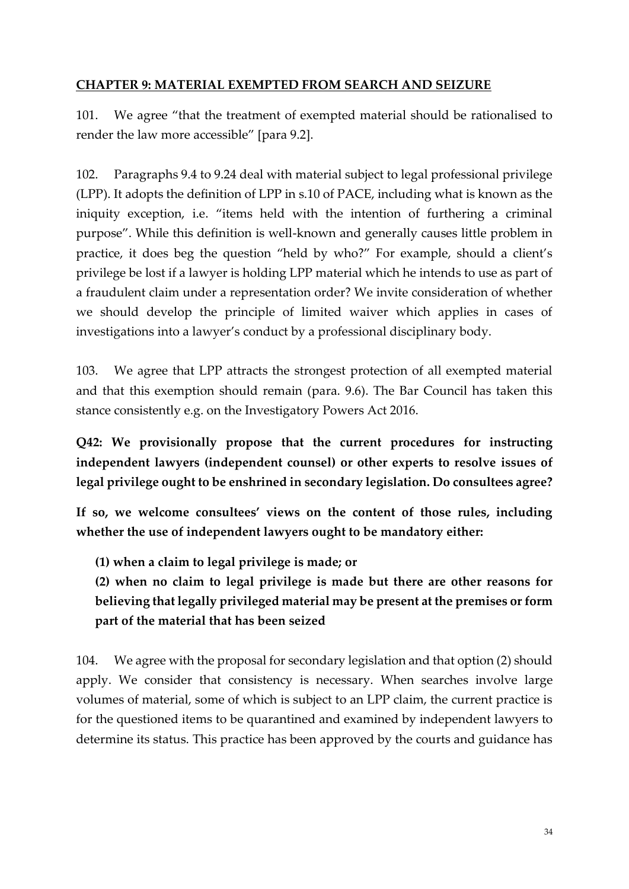## CHAPTER 9: MATERIAL EXEMPTED FROM SEARCH AND SEIZURE

101. We agree "that the treatment of exempted material should be rationalised to render the law more accessible" [para 9.2].

102. Paragraphs 9.4 to 9.24 deal with material subject to legal professional privilege (LPP). It adopts the definition of LPP in s.10 of PACE, including what is known as the iniquity exception, i.e. "items held with the intention of furthering a criminal purpose". While this definition is well-known and generally causes little problem in practice, it does beg the question "held by who?" For example, should a client's privilege be lost if a lawyer is holding LPP material which he intends to use as part of a fraudulent claim under a representation order? We invite consideration of whether we should develop the principle of limited waiver which applies in cases of investigations into a lawyer's conduct by a professional disciplinary body.

103. We agree that LPP attracts the strongest protection of all exempted material and that this exemption should remain (para. 9.6). The Bar Council has taken this stance consistently e.g. on the Investigatory Powers Act 2016.

**Q42: We provisionally propose that the current procedures for instructing independent lawyers (independent counsel) or other experts to resolve issues of legal privilege ought to be enshrined in secondary legislation. Do consultees agree?**

**If so, we welcome consultees' views on the content of those rules, including whether the use of independent lawyers ought to be mandatory either:**

**(1) when a claim to legal privilege is made; or**

**(2) when no claim to legal privilege is made but there are other reasons for believing that legally privileged material may be present at the premises or form part of the material that has been seized**

104. We agree with the proposal for secondary legislation and that option (2) should apply. We consider that consistency is necessary. When searches involve large volumes of material, some of which is subject to an LPP claim, the current practice is for the questioned items to be quarantined and examined by independent lawyers to determine its status. This practice has been approved by the courts and guidance has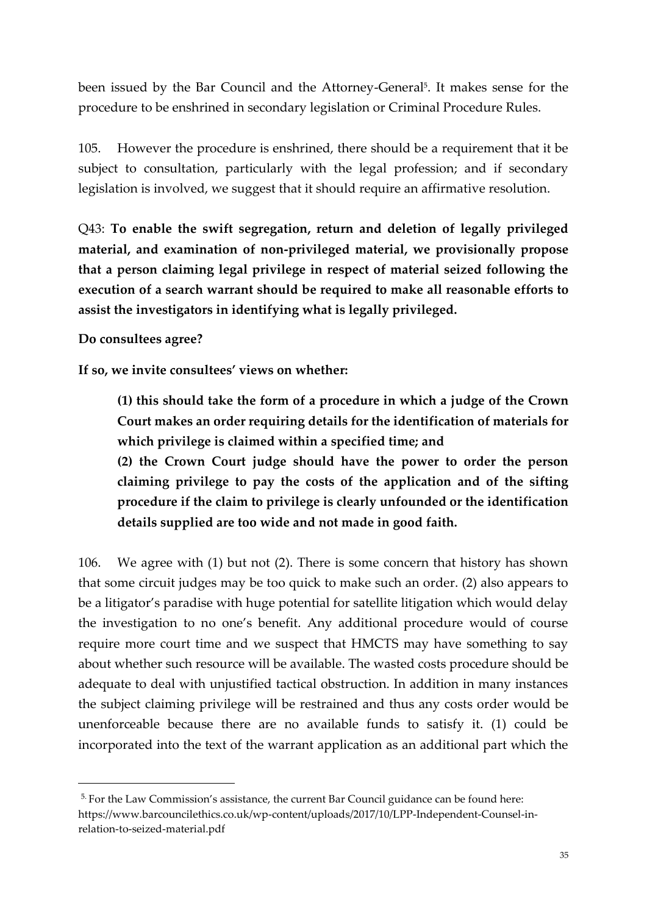been issued by the Bar Council and the Attorney-General[5]. It makes sense for the procedure to be enshrined in secondary legislation or Criminal Procedure Rules.

105. However the procedure is enshrined, there should be a requirement that it be subject to consultation, particularly with the legal profession; and if secondary legislation is involved, we suggest that it should require an affirmative resolution.

Q43: **To enable the swift segregation, return and deletion of legally privileged material, and examination of non-privileged material, we provisionally propose that a person claiming legal privilege in respect of material seized following the execution of a search warrant should be required to make all reasonable efforts to assist the investigators in identifying what is legally privileged.**

**Do consultees agree?**

**If so, we invite consultees' views on whether:**

> **(1) this should take the form of a procedure in which a judge of the Crown Court makes an order requiring details for the identification of materials for which privilege is claimed within a specified time; and**
>
> **(2) the Crown Court judge should have the power to order the person claiming privilege to pay the costs of the application and of the sifting procedure if the claim to privilege is clearly unfounded or the identification details supplied are too wide and not made in good faith.**

106. We agree with (1) but not (2). There is some concern that history has shown that some circuit judges may be too quick to make such an order. (2) also appears to be a litigator's paradise with huge potential for satellite litigation which would delay the investigation to no one's benefit. Any additional procedure would of course require more court time and we suspect that HMCTS may have something to say about whether such resource will be available. The wasted costs procedure should be adequate to deal with unjustified tactical obstruction. In addition in many instances the subject claiming privilege will be restrained and thus any costs order would be unenforceable because there are no available funds to satisfy it. (1) could be incorporated into the text of the warrant application as an additional part which the

---

[5] For the Law Commission's assistance, the current Bar Council guidance can be found here: https://www.barcouncilethics.co.uk/wp-content/uploads/2017/10/LPP-Independent-Counsel-in-relation-to-seized-material.pdf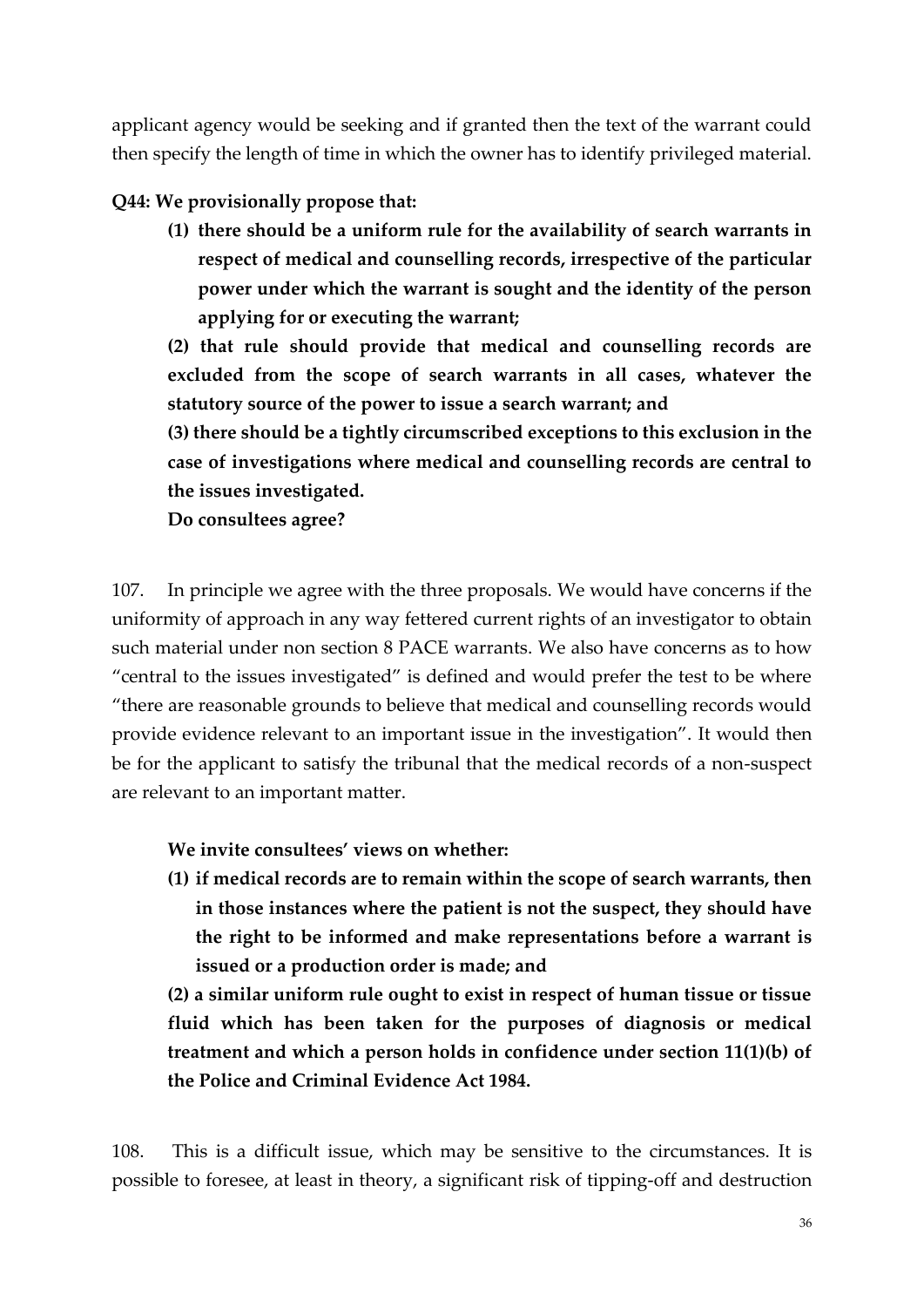applicant agency would be seeking and if granted then the text of the warrant could then specify the length of time in which the owner has to identify privileged material.

**Q44: We provisionally propose that:**

1. **there should be a uniform rule for the availability of search warrants in respect of medical and counselling records, irrespective of the particular power under which the warrant is sought and the identity of the person applying for or executing the warrant;**
2. **that rule should provide that medical and counselling records are excluded from the scope of search warrants in all cases, whatever the statutory source of the power to issue a search warrant; and**
3. **there should be a tightly circumscribed exceptions to this exclusion in the case of investigations where medical and counselling records are central to the issues investigated.**

**Do consultees agree?**

107. In principle we agree with the three proposals. We would have concerns if the uniformity of approach in any way fettered current rights of an investigator to obtain such material under non section 8 PACE warrants. We also have concerns as to how "central to the issues investigated" is defined and would prefer the test to be where "there are reasonable grounds to believe that medical and counselling records would provide evidence relevant to an important issue in the investigation". It would then be for the applicant to satisfy the tribunal that the medical records of a non-suspect are relevant to an important matter.

**We invite consultees' views on whether:**

1. **if medical records are to remain within the scope of search warrants, then in those instances where the patient is not the suspect, they should have the right to be informed and make representations before a warrant is issued or a production order is made; and**
2. **a similar uniform rule ought to exist in respect of human tissue or tissue fluid which has been taken for the purposes of diagnosis or medical treatment and which a person holds in confidence under section 11(1)(b) of the Police and Criminal Evidence Act 1984.**

108. This is a difficult issue, which may be sensitive to the circumstances. It is possible to foresee, at least in theory, a significant risk of tipping-off and destruction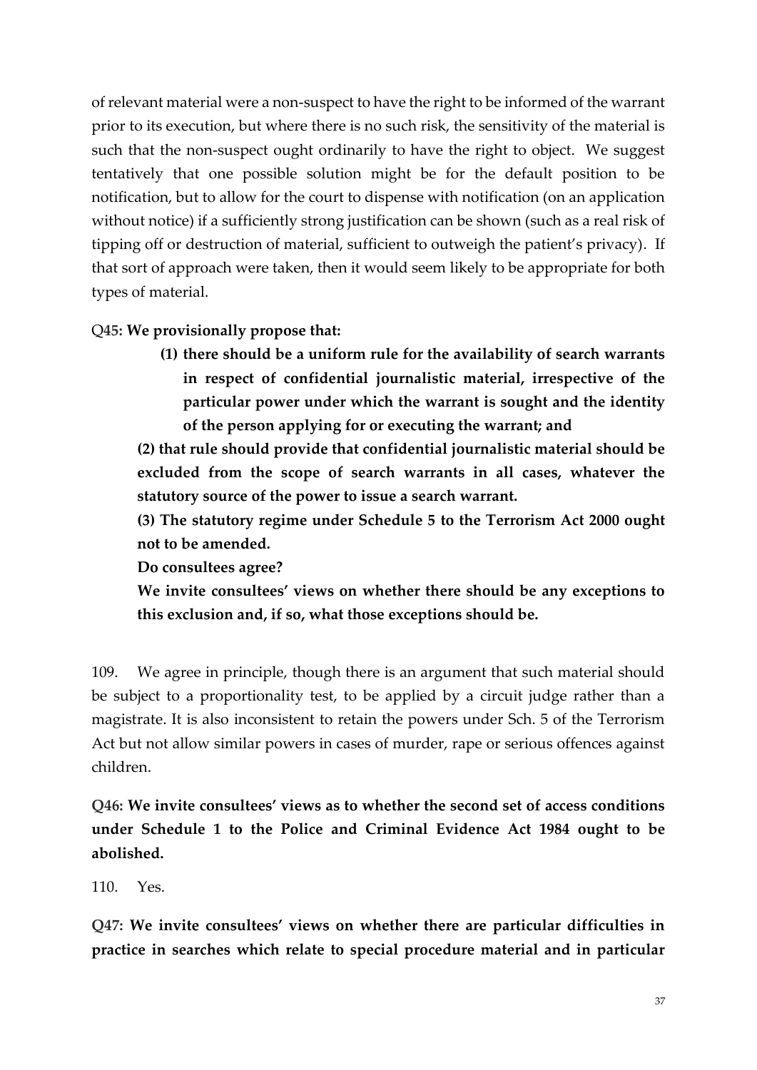of relevant material were a non-suspect to have the right to be informed of the warrant prior to its execution, but where there is no such risk, the sensitivity of the material is such that the non-suspect ought ordinarily to have the right to object. We suggest tentatively that one possible solution might be for the default position to be notification, but to allow for the court to dispense with notification (on an application without notice) if a sufficiently strong justification can be shown (such as a real risk of tipping off or destruction of material, sufficient to outweigh the patient's privacy). If that sort of approach were taken, then it would seem likely to be appropriate for both types of material.

**Q45: We provisionally propose that:**

> **(1) there should be a uniform rule for the availability of search warrants in respect of confidential journalistic material, irrespective of the particular power under which the warrant is sought and the identity of the person applying for or executing the warrant; and**
>
> **(2) that rule should provide that confidential journalistic material should be excluded from the scope of search warrants in all cases, whatever the statutory source of the power to issue a search warrant.**
>
> **(3) The statutory regime under Schedule 5 to the Terrorism Act 2000 ought not to be amended.**
>
> **Do consultees agree?**
>
> **We invite consultees' views on whether there should be any exceptions to this exclusion and, if so, what those exceptions should be.**

109. We agree in principle, though there is an argument that such material should be subject to a proportionality test, to be applied by a circuit judge rather than a magistrate. It is also inconsistent to retain the powers under Sch. 5 of the Terrorism Act but not allow similar powers in cases of murder, rape or serious offences against children.

**Q46: We invite consultees' views as to whether the second set of access conditions under Schedule 1 to the Police and Criminal Evidence Act 1984 ought to be abolished.**

110. Yes.

**Q47: We invite consultees' views on whether there are particular difficulties in practice in searches which relate to special procedure material and in particular**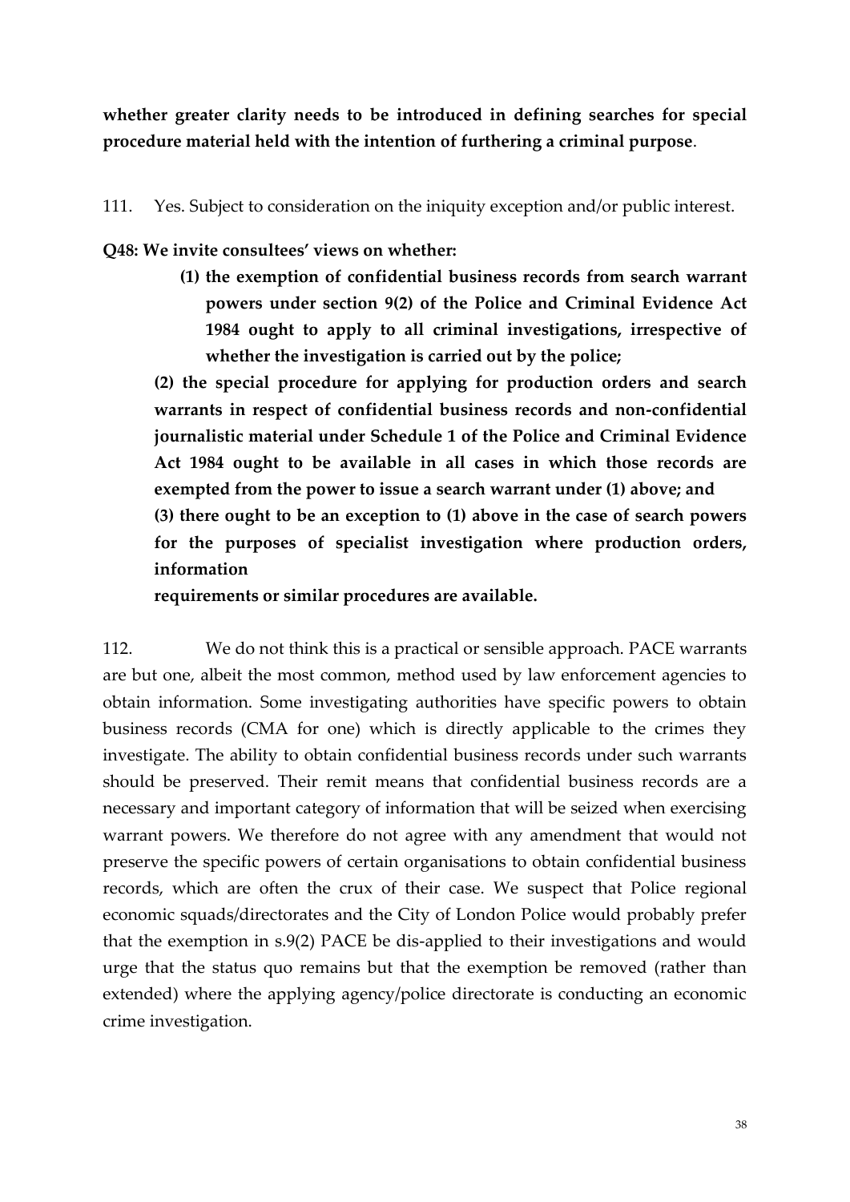**whether greater clarity needs to be introduced in defining searches for special procedure material held with the intention of furthering a criminal purpose**.

111. Yes. Subject to consideration on the iniquity exception and/or public interest.

**Q48: We invite consultees' views on whether:**

**(1) the exemption of confidential business records from search warrant powers under section 9(2) of the Police and Criminal Evidence Act 1984 ought to apply to all criminal investigations, irrespective of whether the investigation is carried out by the police;**

**(2) the special procedure for applying for production orders and search warrants in respect of confidential business records and non-confidential journalistic material under Schedule 1 of the Police and Criminal Evidence Act 1984 ought to be available in all cases in which those records are exempted from the power to issue a search warrant under (1) above; and**

**(3) there ought to be an exception to (1) above in the case of search powers for the purposes of specialist investigation where production orders, information requirements or similar procedures are available.**

112. We do not think this is a practical or sensible approach. PACE warrants are but one, albeit the most common, method used by law enforcement agencies to obtain information. Some investigating authorities have specific powers to obtain business records (CMA for one) which is directly applicable to the crimes they investigate. The ability to obtain confidential business records under such warrants should be preserved. Their remit means that confidential business records are a necessary and important category of information that will be seized when exercising warrant powers. We therefore do not agree with any amendment that would not preserve the specific powers of certain organisations to obtain confidential business records, which are often the crux of their case. We suspect that Police regional economic squads/directorates and the City of London Police would probably prefer that the exemption in s.9(2) PACE be dis-applied to their investigations and would urge that the status quo remains but that the exemption be removed (rather than extended) where the applying agency/police directorate is conducting an economic crime investigation.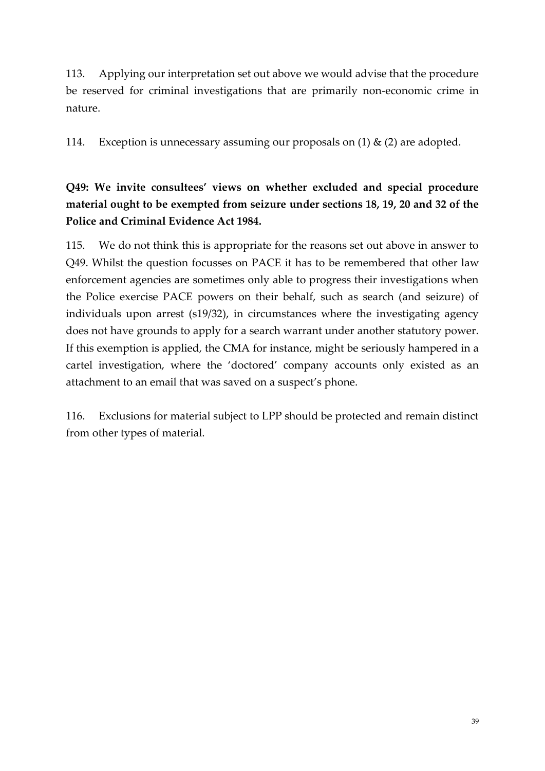113. Applying our interpretation set out above we would advise that the procedure be reserved for criminal investigations that are primarily non-economic crime in nature.

114. Exception is unnecessary assuming our proposals on (1) & (2) are adopted.

**Q49: We invite consultees' views on whether excluded and special procedure material ought to be exempted from seizure under sections 18, 19, 20 and 32 of the Police and Criminal Evidence Act 1984.**

115. We do not think this is appropriate for the reasons set out above in answer to Q49. Whilst the question focusses on PACE it has to be remembered that other law enforcement agencies are sometimes only able to progress their investigations when the Police exercise PACE powers on their behalf, such as search (and seizure) of individuals upon arrest (s19/32), in circumstances where the investigating agency does not have grounds to apply for a search warrant under another statutory power. If this exemption is applied, the CMA for instance, might be seriously hampered in a cartel investigation, where the 'doctored' company accounts only existed as an attachment to an email that was saved on a suspect's phone.

116. Exclusions for material subject to LPP should be protected and remain distinct from other types of material.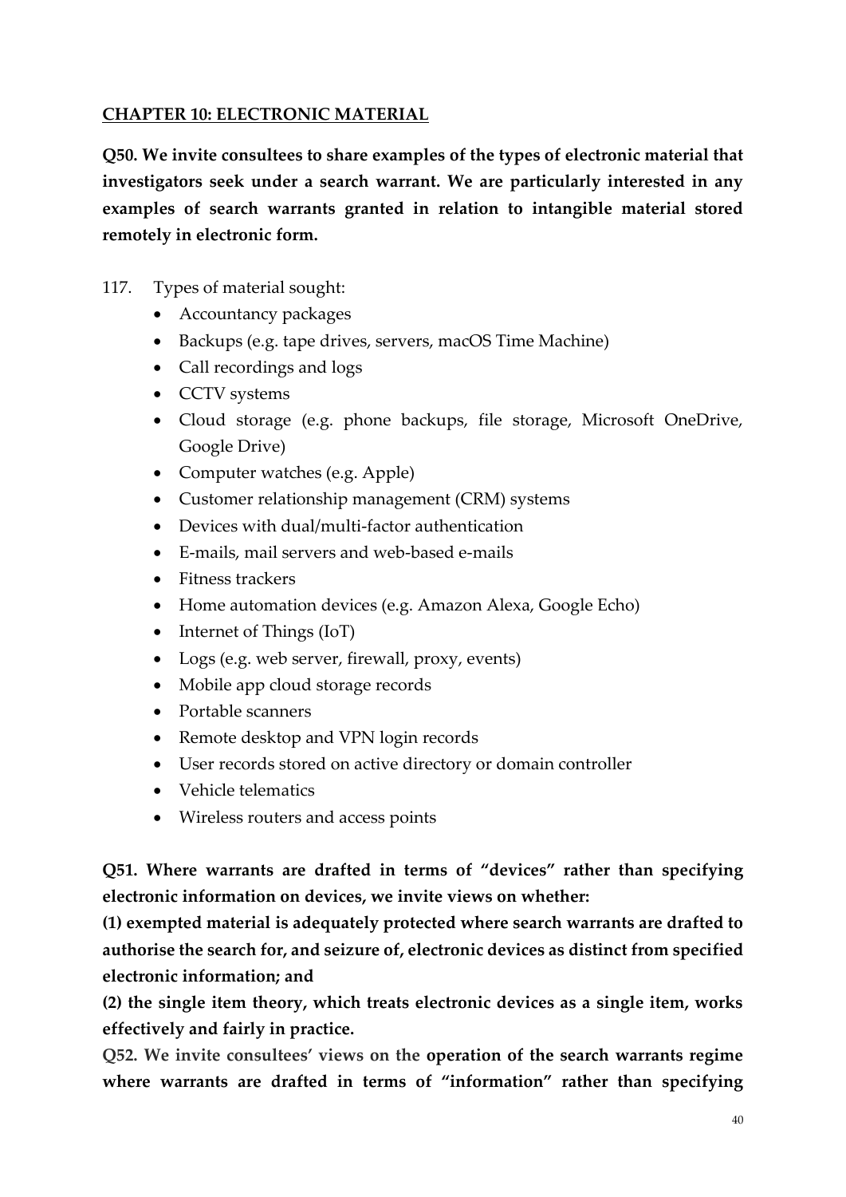## CHAPTER 10: ELECTRONIC MATERIAL

**Q50. We invite consultees to share examples of the types of electronic material that investigators seek under a search warrant. We are particularly interested in any examples of search warrants granted in relation to intangible material stored remotely in electronic form.**

117. Types of material sought:
   - Accountancy packages
   - Backups (e.g. tape drives, servers, macOS Time Machine)
   - Call recordings and logs
   - CCTV systems
   - Cloud storage (e.g. phone backups, file storage, Microsoft OneDrive, Google Drive)
   - Computer watches (e.g. Apple)
   - Customer relationship management (CRM) systems
   - Devices with dual/multi-factor authentication
   - E-mails, mail servers and web-based e-mails
   - Fitness trackers
   - Home automation devices (e.g. Amazon Alexa, Google Echo)
   - Internet of Things (IoT)
   - Logs (e.g. web server, firewall, proxy, events)
   - Mobile app cloud storage records
   - Portable scanners
   - Remote desktop and VPN login records
   - User records stored on active directory or domain controller
   - Vehicle telematics
   - Wireless routers and access points

**Q51. Where warrants are drafted in terms of "devices" rather than specifying electronic information on devices, we invite views on whether:**
**(1) exempted material is adequately protected where search warrants are drafted to authorise the search for, and seizure of, electronic devices as distinct from specified electronic information; and**
**(2) the single item theory, which treats electronic devices as a single item, works effectively and fairly in practice.**

**Q52. We invite consultees' views on the operation of the search warrants regime where warrants are drafted in terms of "information" rather than specifying**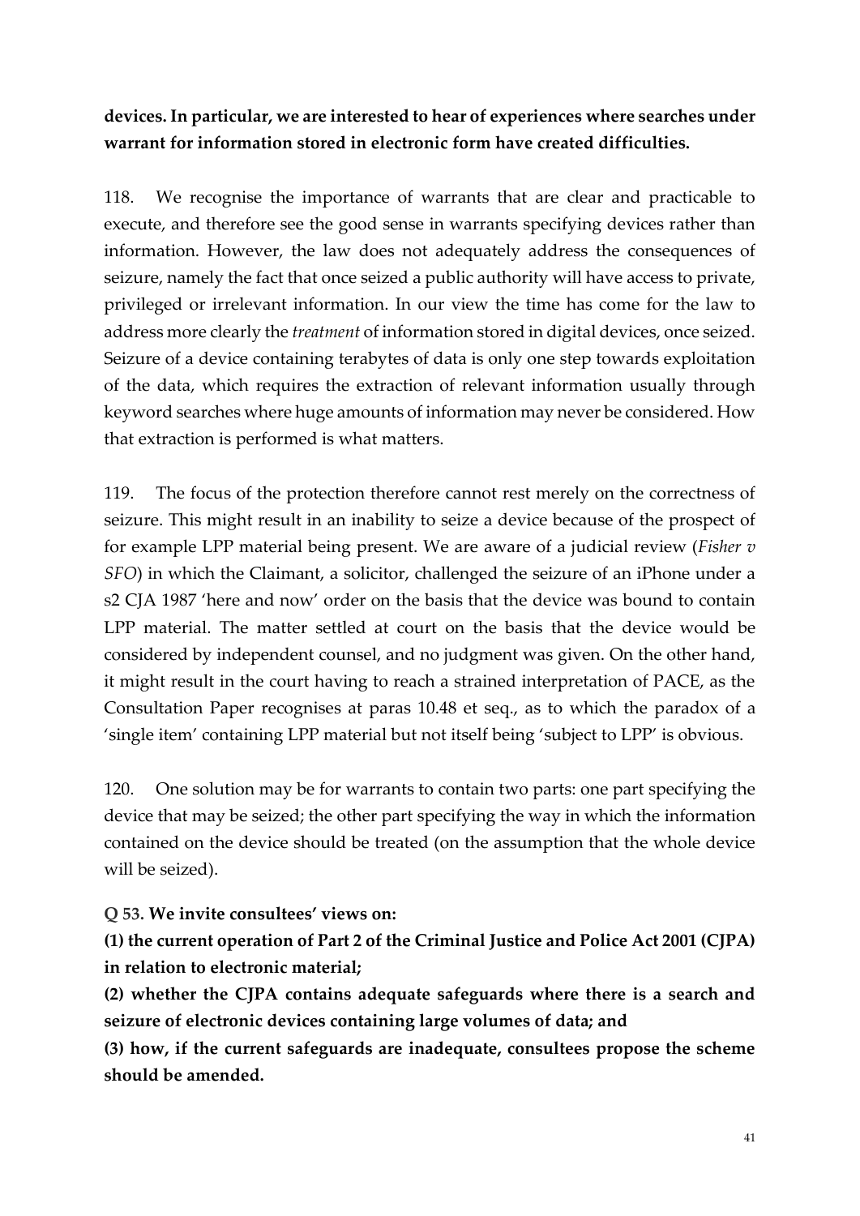**devices. In particular, we are interested to hear of experiences where searches under warrant for information stored in electronic form have created difficulties.**

118. We recognise the importance of warrants that are clear and practicable to execute, and therefore see the good sense in warrants specifying devices rather than information. However, the law does not adequately address the consequences of seizure, namely the fact that once seized a public authority will have access to private, privileged or irrelevant information. In our view the time has come for the law to address more clearly the *treatment* of information stored in digital devices, once seized. Seizure of a device containing terabytes of data is only one step towards exploitation of the data, which requires the extraction of relevant information usually through keyword searches where huge amounts of information may never be considered. How that extraction is performed is what matters.

119. The focus of the protection therefore cannot rest merely on the correctness of seizure. This might result in an inability to seize a device because of the prospect of for example LPP material being present. We are aware of a judicial review (*Fisher v SFO*) in which the Claimant, a solicitor, challenged the seizure of an iPhone under a s2 CJA 1987 'here and now' order on the basis that the device was bound to contain LPP material. The matter settled at court on the basis that the device would be considered by independent counsel, and no judgment was given. On the other hand, it might result in the court having to reach a strained interpretation of PACE, as the Consultation Paper recognises at paras 10.48 et seq., as to which the paradox of a 'single item' containing LPP material but not itself being 'subject to LPP' is obvious.

120. One solution may be for warrants to contain two parts: one part specifying the device that may be seized; the other part specifying the way in which the information contained on the device should be treated (on the assumption that the whole device will be seized).

**Q 53. We invite consultees' views on:**

**(1) the current operation of Part 2 of the Criminal Justice and Police Act 2001 (CJPA) in relation to electronic material;**

**(2) whether the CJPA contains adequate safeguards where there is a search and seizure of electronic devices containing large volumes of data; and**

**(3) how, if the current safeguards are inadequate, consultees propose the scheme should be amended.**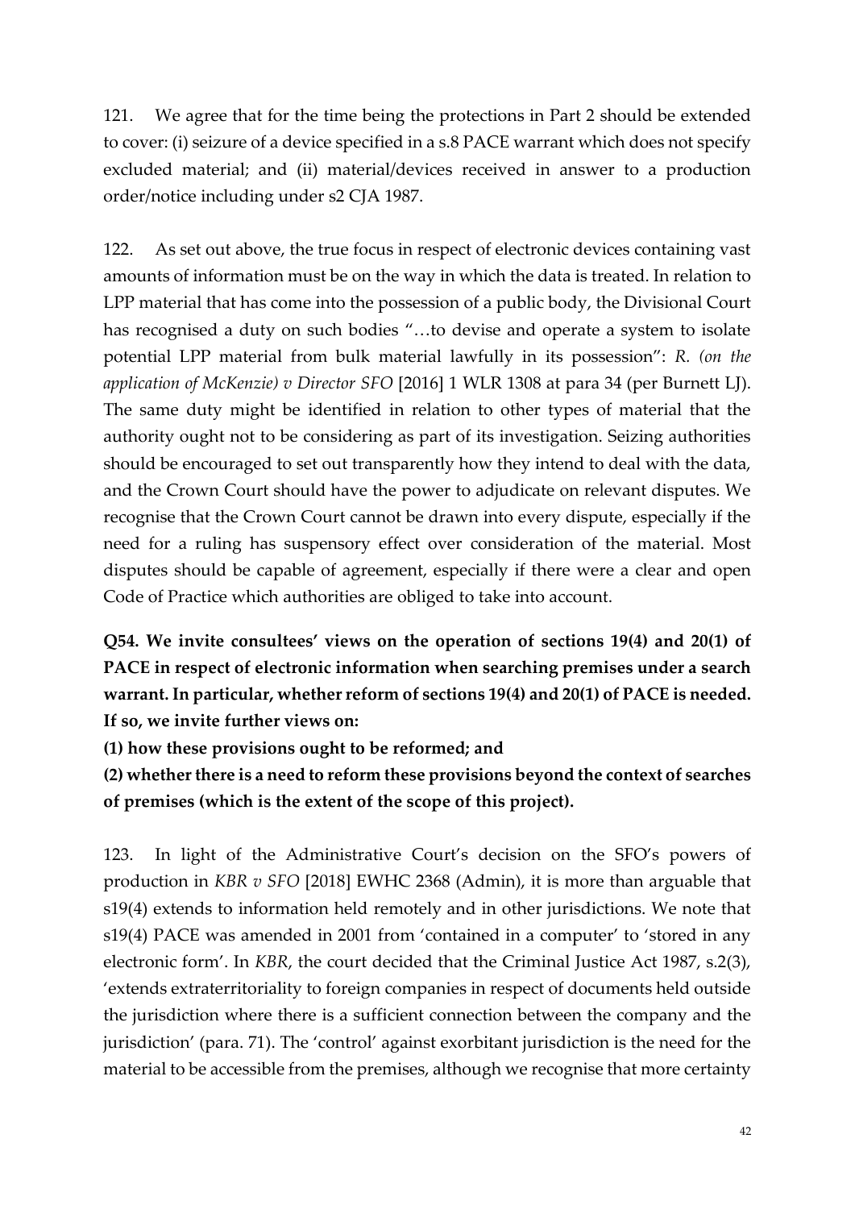121. We agree that for the time being the protections in Part 2 should be extended to cover: (i) seizure of a device specified in a s.8 PACE warrant which does not specify excluded material; and (ii) material/devices received in answer to a production order/notice including under s2 CJA 1987.

122. As set out above, the true focus in respect of electronic devices containing vast amounts of information must be on the way in which the data is treated. In relation to LPP material that has come into the possession of a public body, the Divisional Court has recognised a duty on such bodies "…to devise and operate a system to isolate potential LPP material from bulk material lawfully in its possession": *R. (on the application of McKenzie) v Director SFO* [2016] 1 WLR 1308 at para 34 (per Burnett LJ). The same duty might be identified in relation to other types of material that the authority ought not to be considering as part of its investigation. Seizing authorities should be encouraged to set out transparently how they intend to deal with the data, and the Crown Court should have the power to adjudicate on relevant disputes. We recognise that the Crown Court cannot be drawn into every dispute, especially if the need for a ruling has suspensory effect over consideration of the material. Most disputes should be capable of agreement, especially if there were a clear and open Code of Practice which authorities are obliged to take into account.

**Q54. We invite consultees' views on the operation of sections 19(4) and 20(1) of PACE in respect of electronic information when searching premises under a search warrant. In particular, whether reform of sections 19(4) and 20(1) of PACE is needed. If so, we invite further views on:**

**(1) how these provisions ought to be reformed; and**

**(2) whether there is a need to reform these provisions beyond the context of searches of premises (which is the extent of the scope of this project).**

123. In light of the Administrative Court's decision on the SFO's powers of production in *KBR v SFO* [2018] EWHC 2368 (Admin), it is more than arguable that s19(4) extends to information held remotely and in other jurisdictions. We note that s19(4) PACE was amended in 2001 from 'contained in a computer' to 'stored in any electronic form'. In *KBR*, the court decided that the Criminal Justice Act 1987, s.2(3), 'extends extraterritoriality to foreign companies in respect of documents held outside the jurisdiction where there is a sufficient connection between the company and the jurisdiction' (para. 71). The 'control' against exorbitant jurisdiction is the need for the material to be accessible from the premises, although we recognise that more certainty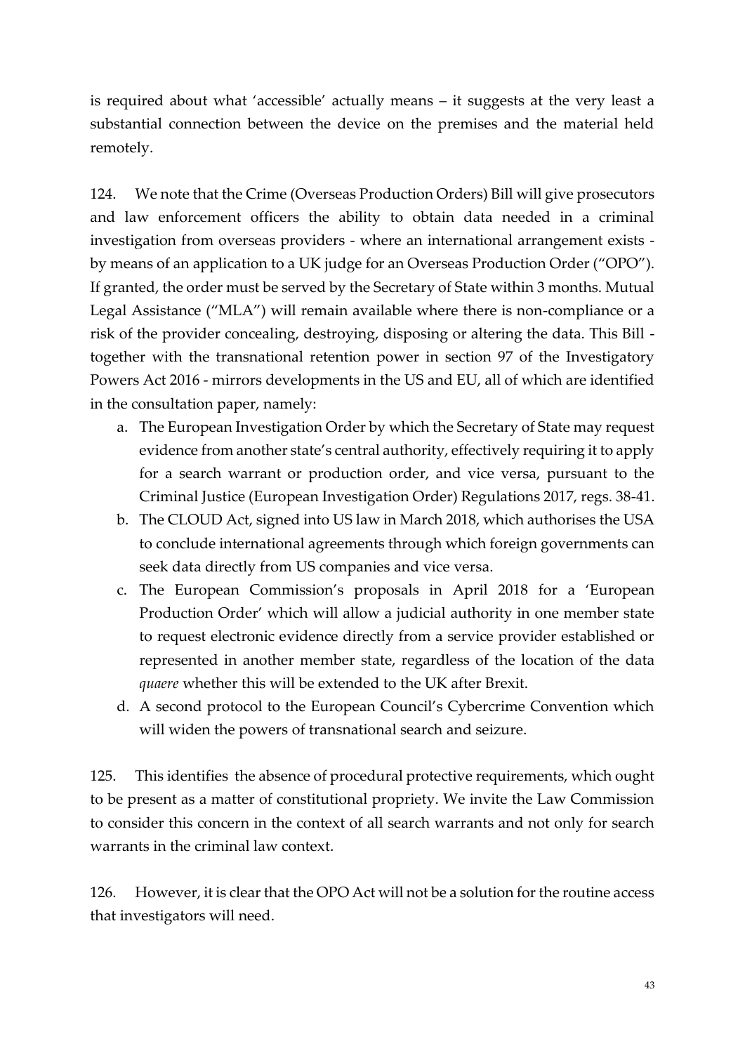is required about what 'accessible' actually means – it suggests at the very least a substantial connection between the device on the premises and the material held remotely.

124. We note that the Crime (Overseas Production Orders) Bill will give prosecutors and law enforcement officers the ability to obtain data needed in a criminal investigation from overseas providers - where an international arrangement exists - by means of an application to a UK judge for an Overseas Production Order ("OPO"). If granted, the order must be served by the Secretary of State within 3 months. Mutual Legal Assistance ("MLA") will remain available where there is non-compliance or a risk of the provider concealing, destroying, disposing or altering the data. This Bill - together with the transnational retention power in section 97 of the Investigatory Powers Act 2016 - mirrors developments in the US and EU, all of which are identified in the consultation paper, namely:

a. The European Investigation Order by which the Secretary of State may request evidence from another state's central authority, effectively requiring it to apply for a search warrant or production order, and vice versa, pursuant to the Criminal Justice (European Investigation Order) Regulations 2017, regs. 38-41.
b. The CLOUD Act, signed into US law in March 2018, which authorises the USA to conclude international agreements through which foreign governments can seek data directly from US companies and vice versa.
c. The European Commission's proposals in April 2018 for a 'European Production Order' which will allow a judicial authority in one member state to request electronic evidence directly from a service provider established or represented in another member state, regardless of the location of the data *quaere* whether this will be extended to the UK after Brexit.
d. A second protocol to the European Council's Cybercrime Convention which will widen the powers of transnational search and seizure.

125. This identifies the absence of procedural protective requirements, which ought to be present as a matter of constitutional propriety. We invite the Law Commission to consider this concern in the context of all search warrants and not only for search warrants in the criminal law context.

126. However, it is clear that the OPO Act will not be a solution for the routine access that investigators will need.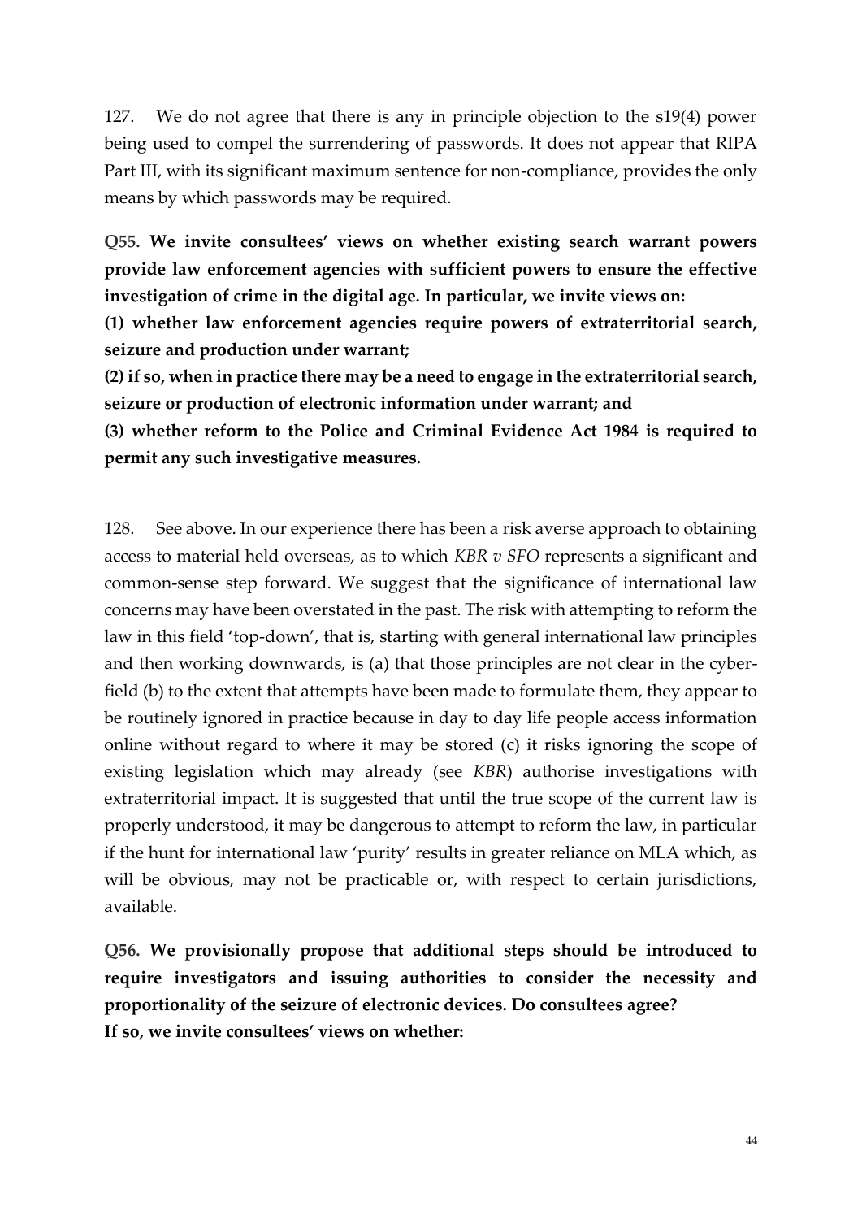127. We do not agree that there is any in principle objection to the s19(4) power being used to compel the surrendering of passwords. It does not appear that RIPA Part III, with its significant maximum sentence for non-compliance, provides the only means by which passwords may be required.

**Q55. We invite consultees' views on whether existing search warrant powers provide law enforcement agencies with sufficient powers to ensure the effective investigation of crime in the digital age. In particular, we invite views on:**

**(1) whether law enforcement agencies require powers of extraterritorial search, seizure and production under warrant;**

**(2) if so, when in practice there may be a need to engage in the extraterritorial search, seizure or production of electronic information under warrant; and**

**(3) whether reform to the Police and Criminal Evidence Act 1984 is required to permit any such investigative measures.**

128. See above. In our experience there has been a risk averse approach to obtaining access to material held overseas, as to which *KBR v SFO* represents a significant and common-sense step forward. We suggest that the significance of international law concerns may have been overstated in the past. The risk with attempting to reform the law in this field 'top-down', that is, starting with general international law principles and then working downwards, is (a) that those principles are not clear in the cyber-field (b) to the extent that attempts have been made to formulate them, they appear to be routinely ignored in practice because in day to day life people access information online without regard to where it may be stored (c) it risks ignoring the scope of existing legislation which may already (see *KBR*) authorise investigations with extraterritorial impact. It is suggested that until the true scope of the current law is properly understood, it may be dangerous to attempt to reform the law, in particular if the hunt for international law 'purity' results in greater reliance on MLA which, as will be obvious, may not be practicable or, with respect to certain jurisdictions, available.

**Q56. We provisionally propose that additional steps should be introduced to require investigators and issuing authorities to consider the necessity and proportionality of the seizure of electronic devices. Do consultees agree?**
**If so, we invite consultees' views on whether:**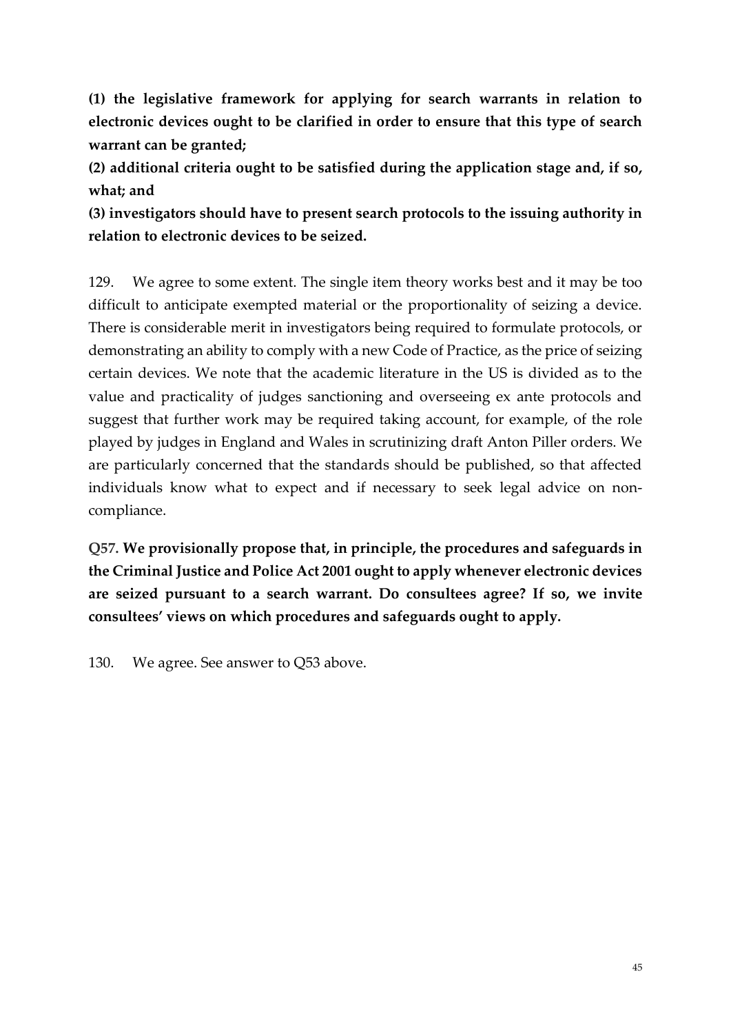**(1) the legislative framework for applying for search warrants in relation to electronic devices ought to be clarified in order to ensure that this type of search warrant can be granted;**

**(2) additional criteria ought to be satisfied during the application stage and, if so, what; and**

**(3) investigators should have to present search protocols to the issuing authority in relation to electronic devices to be seized.**

129. We agree to some extent. The single item theory works best and it may be too difficult to anticipate exempted material or the proportionality of seizing a device. There is considerable merit in investigators being required to formulate protocols, or demonstrating an ability to comply with a new Code of Practice, as the price of seizing certain devices. We note that the academic literature in the US is divided as to the value and practicality of judges sanctioning and overseeing ex ante protocols and suggest that further work may be required taking account, for example, of the role played by judges in England and Wales in scrutinizing draft Anton Piller orders. We are particularly concerned that the standards should be published, so that affected individuals know what to expect and if necessary to seek legal advice on non-compliance.

**Q57. We provisionally propose that, in principle, the procedures and safeguards in the Criminal Justice and Police Act 2001 ought to apply whenever electronic devices are seized pursuant to a search warrant. Do consultees agree? If so, we invite consultees' views on which procedures and safeguards ought to apply.**

130. We agree. See answer to Q53 above.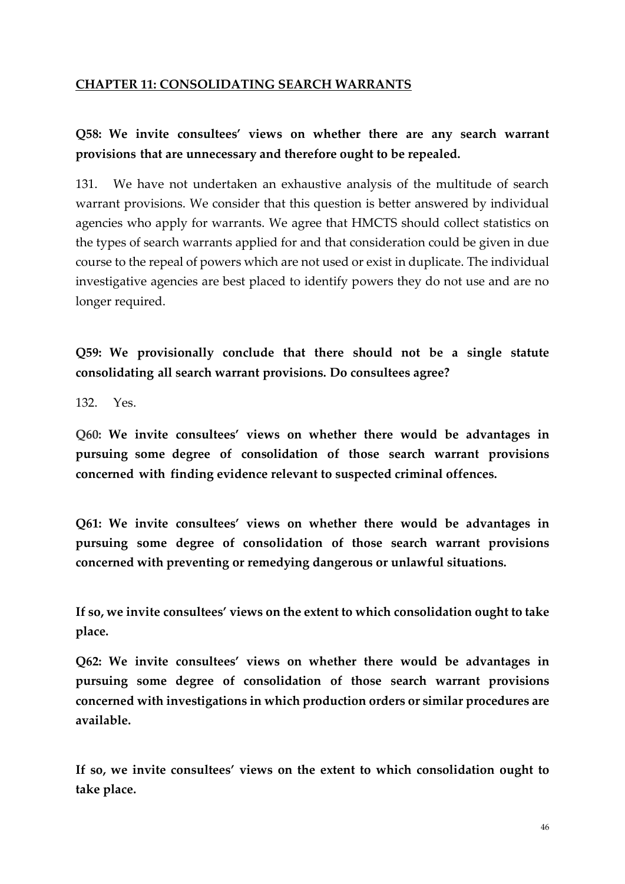## CHAPTER 11: CONSOLIDATING SEARCH WARRANTS

**Q58: We invite consultees' views on whether there are any search warrant provisions that are unnecessary and therefore ought to be repealed.**

131. We have not undertaken an exhaustive analysis of the multitude of search warrant provisions. We consider that this question is better answered by individual agencies who apply for warrants. We agree that HMCTS should collect statistics on the types of search warrants applied for and that consideration could be given in due course to the repeal of powers which are not used or exist in duplicate. The individual investigative agencies are best placed to identify powers they do not use and are no longer required.

**Q59: We provisionally conclude that there should not be a single statute consolidating all search warrant provisions. Do consultees agree?**

132. Yes.

**Q60: We invite consultees' views on whether there would be advantages in pursuing some degree of consolidation of those search warrant provisions concerned with finding evidence relevant to suspected criminal offences.**

**Q61: We invite consultees' views on whether there would be advantages in pursuing some degree of consolidation of those search warrant provisions concerned with preventing or remedying dangerous or unlawful situations.**

**If so, we invite consultees' views on the extent to which consolidation ought to take place.**

**Q62: We invite consultees' views on whether there would be advantages in pursuing some degree of consolidation of those search warrant provisions concerned with investigations in which production orders or similar procedures are available.**

**If so, we invite consultees' views on the extent to which consolidation ought to take place.**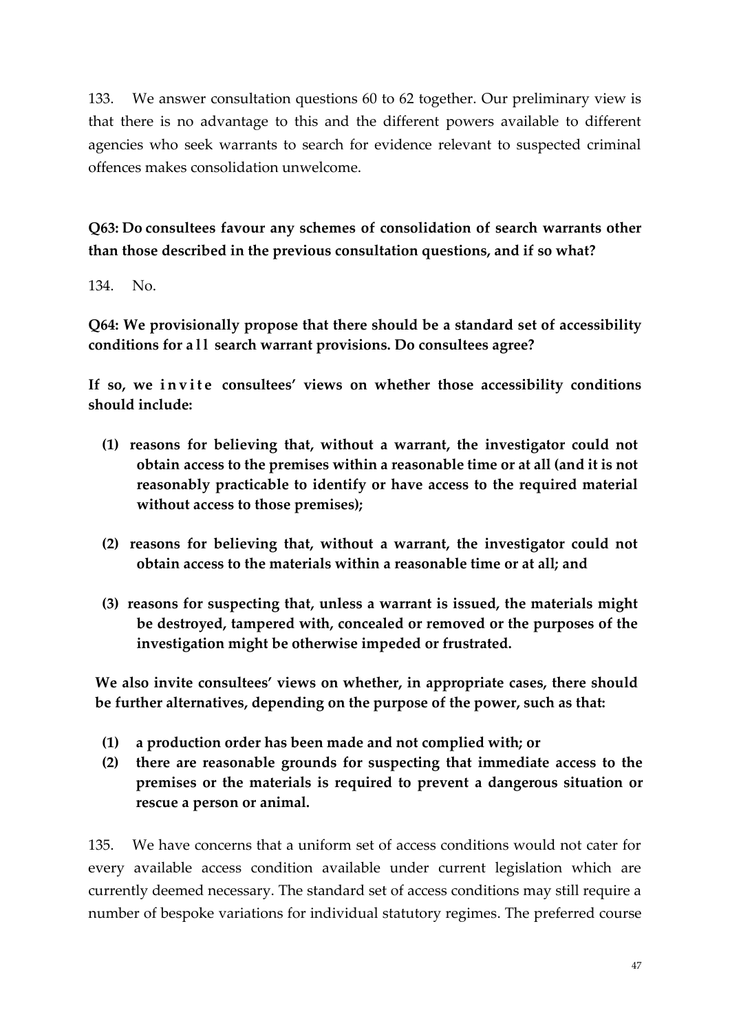133. We answer consultation questions 60 to 62 together. Our preliminary view is that there is no advantage to this and the different powers available to different agencies who seek warrants to search for evidence relevant to suspected criminal offences makes consolidation unwelcome.

**Q63: Do consultees favour any schemes of consolidation of search warrants other than those described in the previous consultation questions, and if so what?**

134. No.

**Q64: We provisionally propose that there should be a standard set of accessibility conditions for all search warrant provisions. Do consultees agree?**

**If so, we invite consultees' views on whether those accessibility conditions should include:**

**(1) reasons for believing that, without a warrant, the investigator could not obtain access to the premises within a reasonable time or at all (and it is not reasonably practicable to identify or have access to the required material without access to those premises);**

**(2) reasons for believing that, without a warrant, the investigator could not obtain access to the materials within a reasonable time or at all; and**

**(3) reasons for suspecting that, unless a warrant is issued, the materials might be destroyed, tampered with, concealed or removed or the purposes of the investigation might be otherwise impeded or frustrated.**

**We also invite consultees' views on whether, in appropriate cases, there should be further alternatives, depending on the purpose of the power, such as that:**

**(1) a production order has been made and not complied with; or**
**(2) there are reasonable grounds for suspecting that immediate access to the premises or the materials is required to prevent a dangerous situation or rescue a person or animal.**

135. We have concerns that a uniform set of access conditions would not cater for every available access condition available under current legislation which are currently deemed necessary. The standard set of access conditions may still require a number of bespoke variations for individual statutory regimes. The preferred course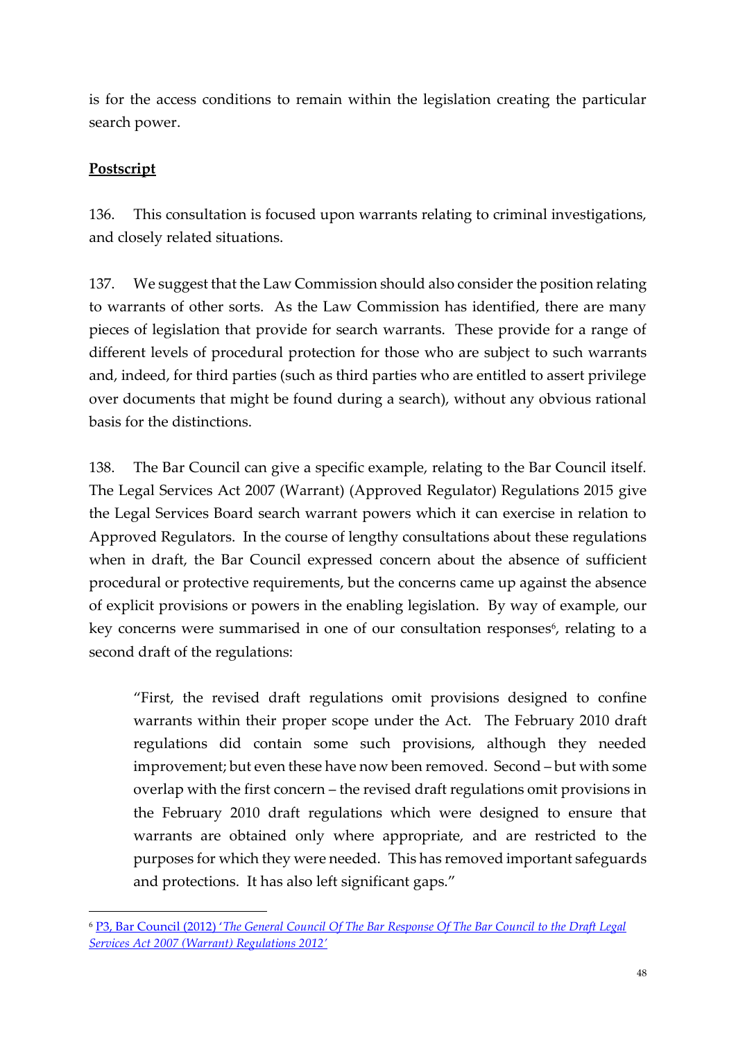is for the access conditions to remain within the legislation creating the particular search power.

**Postscript**

136. This consultation is focused upon warrants relating to criminal investigations, and closely related situations.

137. We suggest that the Law Commission should also consider the position relating to warrants of other sorts. As the Law Commission has identified, there are many pieces of legislation that provide for search warrants. These provide for a range of different levels of procedural protection for those who are subject to such warrants and, indeed, for third parties (such as third parties who are entitled to assert privilege over documents that might be found during a search), without any obvious rational basis for the distinctions.

138. The Bar Council can give a specific example, relating to the Bar Council itself. The Legal Services Act 2007 (Warrant) (Approved Regulator) Regulations 2015 give the Legal Services Board search warrant powers which it can exercise in relation to Approved Regulators. In the course of lengthy consultations about these regulations when in draft, the Bar Council expressed concern about the absence of sufficient procedural or protective requirements, but the concerns came up against the absence of explicit provisions or powers in the enabling legislation. By way of example, our key concerns were summarised in one of our consultation responses[6], relating to a second draft of the regulations:

> "First, the revised draft regulations omit provisions designed to confine warrants within their proper scope under the Act. The February 2010 draft regulations did contain some such provisions, although they needed improvement; but even these have now been removed. Second – but with some overlap with the first concern – the revised draft regulations omit provisions in the February 2010 draft regulations which were designed to ensure that warrants are obtained only where appropriate, and are restricted to the purposes for which they were needed. This has removed important safeguards and protections. It has also left significant gaps."

---

[6] P3, Bar Council (2012) '*The General Council Of The Bar Response Of The Bar Council to the Draft Legal Services Act 2007 (Warrant) Regulations 2012*'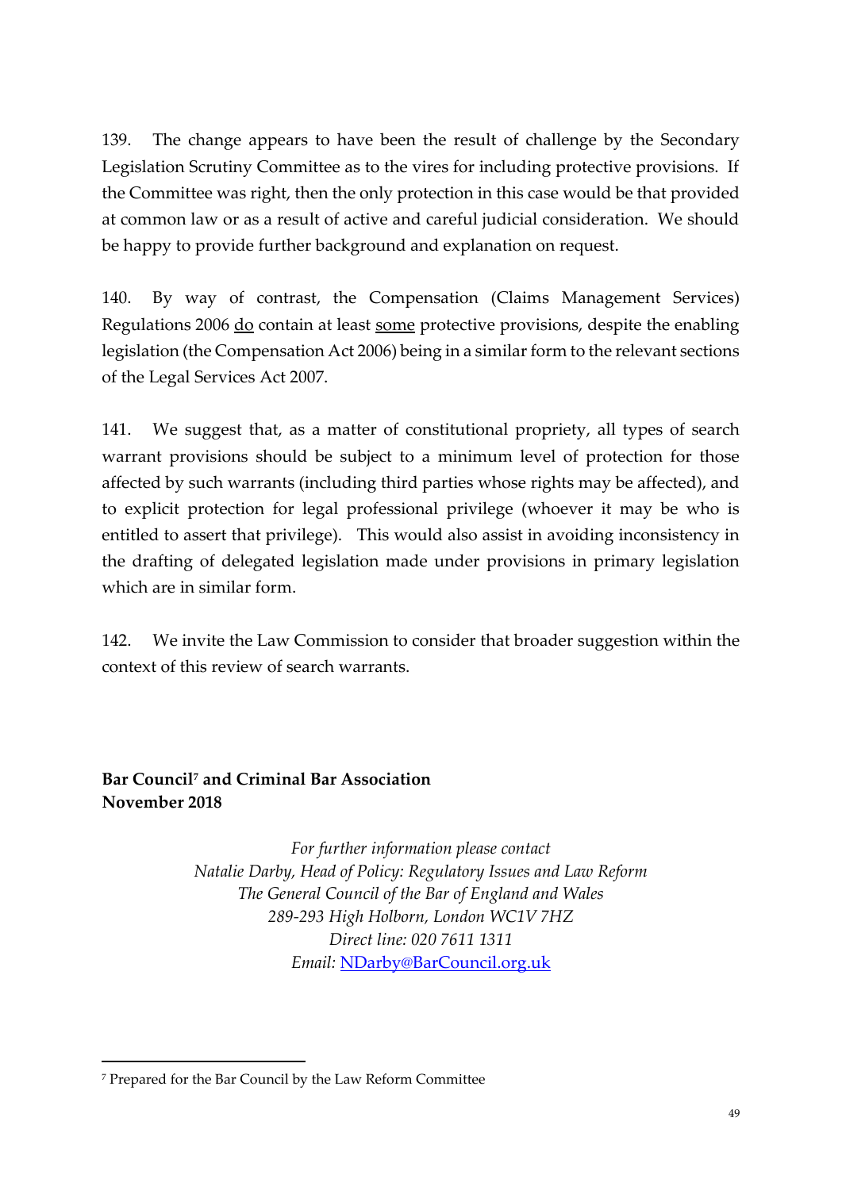139. The change appears to have been the result of challenge by the Secondary Legislation Scrutiny Committee as to the vires for including protective provisions. If the Committee was right, then the only protection in this case would be that provided at common law or as a result of active and careful judicial consideration. We should be happy to provide further background and explanation on request.

140. By way of contrast, the Compensation (Claims Management Services) Regulations 2006 <u>do</u> contain at least <u>some</u> protective provisions, despite the enabling legislation (the Compensation Act 2006) being in a similar form to the relevant sections of the Legal Services Act 2007.

141. We suggest that, as a matter of constitutional propriety, all types of search warrant provisions should be subject to a minimum level of protection for those affected by such warrants (including third parties whose rights may be affected), and to explicit protection for legal professional privilege (whoever it may be who is entitled to assert that privilege). This would also assist in avoiding inconsistency in the drafting of delegated legislation made under provisions in primary legislation which are in similar form.

142. We invite the Law Commission to consider that broader suggestion within the context of this review of search warrants.

**Bar Council[7] and Criminal Bar Association**
**November 2018**

*For further information please contact*
*Natalie Darby, Head of Policy: Regulatory Issues and Law Reform*
*The General Council of the Bar of England and Wales*
*289-293 High Holborn, London WC1V 7HZ*
*Direct line: 020 7611 1311*
*Email:* NDarby@BarCouncil.org.uk

[7] Prepared for the Bar Council by the Law Reform Committee